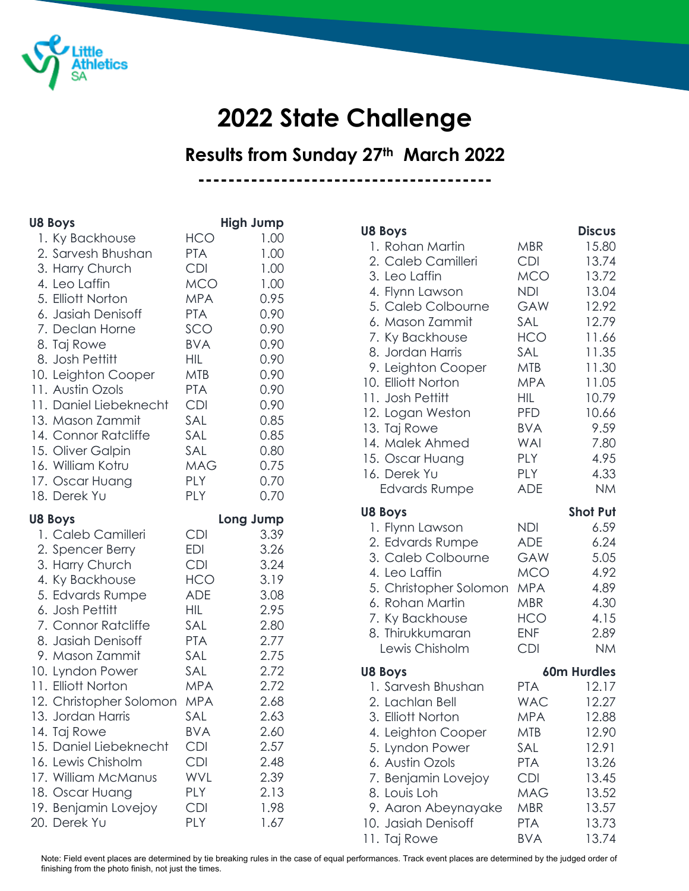# 2022 State Challenge

## Results from Sunday 27th March 2022

---

### U8 Boys — High Jump

| Place | Name | Club | Result |
|---|---|---|---|
| 1. | Ky Backhouse | HCO | 1.00 |
| 2. | Sarvesh Bhushan | PTA | 1.00 |
| 3. | Harry Church | CDI | 1.00 |
| 4. | Leo Laffin | MCO | 1.00 |
| 5. | Elliott Norton | MPA | 0.95 |
| 6. | Jasiah Denisoff | PTA | 0.90 |
| 7. | Declan Horne | SCO | 0.90 |
| 8. | Taj Rowe | BVA | 0.90 |
| 8. | Josh Pettitt | HIL | 0.90 |
| 10. | Leighton Cooper | MTB | 0.90 |
| 11. | Austin Ozols | PTA | 0.90 |
| 11. | Daniel Liebeknecht | CDI | 0.90 |
| 13. | Mason Zammit | SAL | 0.85 |
| 14. | Connor Ratcliffe | SAL | 0.85 |
| 15. | Oliver Galpin | SAL | 0.80 |
| 16. | William Kotru | MAG | 0.75 |
| 17. | Oscar Huang | PLY | 0.70 |
| 18. | Derek Yu | PLY | 0.70 |

### U8 Boys — Long Jump

| Place | Name | Club | Result |
|---|---|---|---|
| 1. | Caleb Camilleri | CDI | 3.39 |
| 2. | Spencer Berry | EDI | 3.26 |
| 3. | Harry Church | CDI | 3.24 |
| 4. | Ky Backhouse | HCO | 3.19 |
| 5. | Edvards Rumpe | ADE | 3.08 |
| 6. | Josh Pettitt | HIL | 2.95 |
| 7. | Connor Ratcliffe | SAL | 2.80 |
| 8. | Jasiah Denisoff | PTA | 2.77 |
| 9. | Mason Zammit | SAL | 2.75 |
| 10. | Lyndon Power | SAL | 2.72 |
| 11. | Elliott Norton | MPA | 2.72 |
| 12. | Christopher Solomon | MPA | 2.68 |
| 13. | Jordan Harris | SAL | 2.63 |
| 14. | Taj Rowe | BVA | 2.60 |
| 15. | Daniel Liebeknecht | CDI | 2.57 |
| 16. | Lewis Chisholm | CDI | 2.48 |
| 17. | William McManus | WVL | 2.39 |
| 18. | Oscar Huang | PLY | 2.13 |
| 19. | Benjamin Lovejoy | CDI | 1.98 |
| 20. | Derek Yu | PLY | 1.67 |

### U8 Boys — Discus

| Place | Name | Club | Result |
|---|---|---|---|
| 1. | Rohan Martin | MBR | 15.80 |
| 2. | Caleb Camilleri | CDI | 13.74 |
| 3. | Leo Laffin | MCO | 13.72 |
| 4. | Flynn Lawson | NDI | 13.04 |
| 5. | Caleb Colbourne | GAW | 12.92 |
| 6. | Mason Zammit | SAL | 12.79 |
| 7. | Ky Backhouse | HCO | 11.66 |
| 8. | Jordan Harris | SAL | 11.35 |
| 9. | Leighton Cooper | MTB | 11.30 |
| 10. | Elliott Norton | MPA | 11.05 |
| 11. | Josh Pettitt | HIL | 10.79 |
| 12. | Logan Weston | PFD | 10.66 |
| 13. | Taj Rowe | BVA | 9.59 |
| 14. | Malek Ahmed | WAI | 7.80 |
| 15. | Oscar Huang | PLY | 4.95 |
| 16. | Derek Yu | PLY | 4.33 |
| | Edvards Rumpe | ADE | NM |

### U8 Boys — Shot Put

| Place | Name | Club | Result |
|---|---|---|---|
| 1. | Flynn Lawson | NDI | 6.59 |
| 2. | Edvards Rumpe | ADE | 6.24 |
| 3. | Caleb Colbourne | GAW | 5.05 |
| 4. | Leo Laffin | MCO | 4.92 |
| 5. | Christopher Solomon | MPA | 4.89 |
| 6. | Rohan Martin | MBR | 4.30 |
| 7. | Ky Backhouse | HCO | 4.15 |
| 8. | Thirukkumaran | ENF | 2.89 |
| | Lewis Chisholm | CDI | NM |

### U8 Boys — 60m Hurdles

| Place | Name | Club | Result |
|---|---|---|---|
| 1. | Sarvesh Bhushan | PTA | 12.17 |
| 2. | Lachlan Bell | WAC | 12.27 |
| 3. | Elliott Norton | MPA | 12.88 |
| 4. | Leighton Cooper | MTB | 12.90 |
| 5. | Lyndon Power | SAL | 12.91 |
| 6. | Austin Ozols | PTA | 13.26 |
| 7. | Benjamin Lovejoy | CDI | 13.45 |
| 8. | Louis Loh | MAG | 13.52 |
| 9. | Aaron Abeynayake | MBR | 13.57 |
| 10. | Jasiah Denisoff | PTA | 13.73 |
| 11. | Taj Rowe | BVA | 13.74 |

Note: Field event places are determined by tie breaking rules in the case of equal performances. Track event places are determined by the judged order of finishing from the photo finish, not just the times.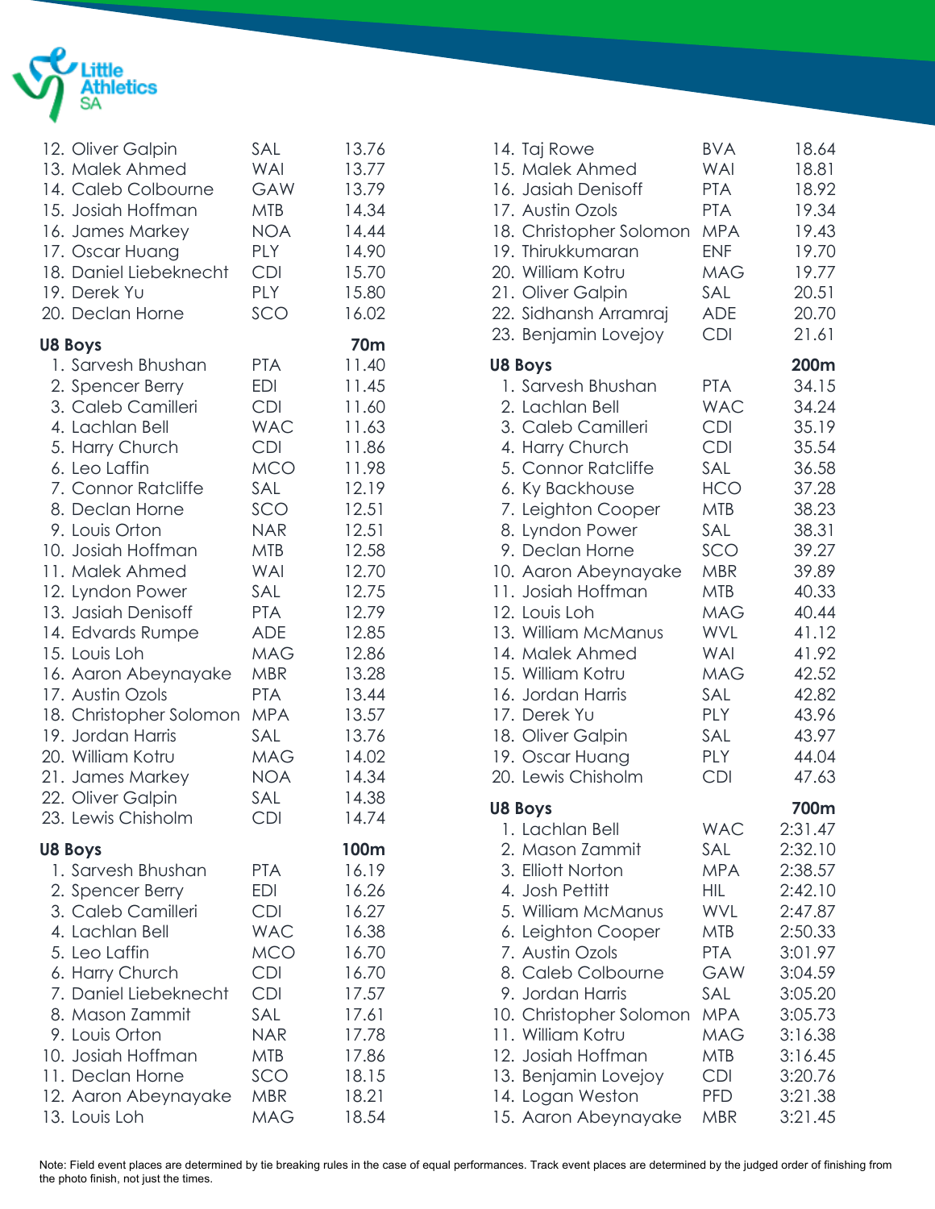| | | |
|---|---|---|
| 12. Oliver Galpin | SAL | 13.76 |
| 13. Malek Ahmed | WAI | 13.77 |
| 14. Caleb Colbourne | GAW | 13.79 |
| 15. Josiah Hoffman | MTB | 14.34 |
| 16. James Markey | NOA | 14.44 |
| 17. Oscar Huang | PLY | 14.90 |
| 18. Daniel Liebeknecht | CDI | 15.70 |
| 19. Derek Yu | PLY | 15.80 |
| 20. Declan Horne | SCO | 16.02 |

**U8 Boys** **70m**

| | | |
|---|---|---|
| 1. Sarvesh Bhushan | PTA | 11.40 |
| 2. Spencer Berry | EDI | 11.45 |
| 3. Caleb Camilleri | CDI | 11.60 |
| 4. Lachlan Bell | WAC | 11.63 |
| 5. Harry Church | CDI | 11.86 |
| 6. Leo Laffin | MCO | 11.98 |
| 7. Connor Ratcliffe | SAL | 12.19 |
| 8. Declan Horne | SCO | 12.51 |
| 9. Louis Orton | NAR | 12.51 |
| 10. Josiah Hoffman | MTB | 12.58 |
| 11. Malek Ahmed | WAI | 12.70 |
| 12. Lyndon Power | SAL | 12.75 |
| 13. Jasiah Denisoff | PTA | 12.79 |
| 14. Edvards Rumpe | ADE | 12.85 |
| 15. Louis Loh | MAG | 12.86 |
| 16. Aaron Abeynayake | MBR | 13.28 |
| 17. Austin Ozols | PTA | 13.44 |
| 18. Christopher Solomon | MPA | 13.57 |
| 19. Jordan Harris | SAL | 13.76 |
| 20. William Kotru | MAG | 14.02 |
| 21. James Markey | NOA | 14.34 |
| 22. Oliver Galpin | SAL | 14.38 |
| 23. Lewis Chisholm | CDI | 14.74 |

**U8 Boys** **100m**

| | | |
|---|---|---|
| 1. Sarvesh Bhushan | PTA | 16.19 |
| 2. Spencer Berry | EDI | 16.26 |
| 3. Caleb Camilleri | CDI | 16.27 |
| 4. Lachlan Bell | WAC | 16.38 |
| 5. Leo Laffin | MCO | 16.70 |
| 6. Harry Church | CDI | 16.70 |
| 7. Daniel Liebeknecht | CDI | 17.57 |
| 8. Mason Zammit | SAL | 17.61 |
| 9. Louis Orton | NAR | 17.78 |
| 10. Josiah Hoffman | MTB | 17.86 |
| 11. Declan Horne | SCO | 18.15 |
| 12. Aaron Abeynayake | MBR | 18.21 |
| 13. Louis Loh | MAG | 18.54 |
| 14. Taj Rowe | BVA | 18.64 |
| 15. Malek Ahmed | WAI | 18.81 |
| 16. Jasiah Denisoff | PTA | 18.92 |
| 17. Austin Ozols | PTA | 19.34 |
| 18. Christopher Solomon | MPA | 19.43 |
| 19. Thirukkumaran | ENF | 19.70 |
| 20. William Kotru | MAG | 19.77 |
| 21. Oliver Galpin | SAL | 20.51 |
| 22. Sidhansh Arramraj | ADE | 20.70 |
| 23. Benjamin Lovejoy | CDI | 21.61 |

**U8 Boys** **200m**

| | | |
|---|---|---|
| 1. Sarvesh Bhushan | PTA | 34.15 |
| 2. Lachlan Bell | WAC | 34.24 |
| 3. Caleb Camilleri | CDI | 35.19 |
| 4. Harry Church | CDI | 35.54 |
| 5. Connor Ratcliffe | SAL | 36.58 |
| 6. Ky Backhouse | HCO | 37.28 |
| 7. Leighton Cooper | MTB | 38.23 |
| 8. Lyndon Power | SAL | 38.31 |
| 9. Declan Horne | SCO | 39.27 |
| 10. Aaron Abeynayake | MBR | 39.89 |
| 11. Josiah Hoffman | MTB | 40.33 |
| 12. Louis Loh | MAG | 40.44 |
| 13. William McManus | WVL | 41.12 |
| 14. Malek Ahmed | WAI | 41.92 |
| 15. William Kotru | MAG | 42.52 |
| 16. Jordan Harris | SAL | 42.82 |
| 17. Derek Yu | PLY | 43.96 |
| 18. Oliver Galpin | SAL | 43.97 |
| 19. Oscar Huang | PLY | 44.04 |
| 20. Lewis Chisholm | CDI | 47.63 |

**U8 Boys** **700m**

| | | |
|---|---|---|
| 1. Lachlan Bell | WAC | 2:31.47 |
| 2. Mason Zammit | SAL | 2:32.10 |
| 3. Elliott Norton | MPA | 2:38.57 |
| 4. Josh Pettitt | HIL | 2:42.10 |
| 5. William McManus | WVL | 2:47.87 |
| 6. Leighton Cooper | MTB | 2:50.33 |
| 7. Austin Ozols | PTA | 3:01.97 |
| 8. Caleb Colbourne | GAW | 3:04.59 |
| 9. Jordan Harris | SAL | 3:05.20 |
| 10. Christopher Solomon | MPA | 3:05.73 |
| 11. William Kotru | MAG | 3:16.38 |
| 12. Josiah Hoffman | MTB | 3:16.45 |
| 13. Benjamin Lovejoy | CDI | 3:20.76 |
| 14. Logan Weston | PFD | 3:21.38 |
| 15. Aaron Abeynayake | MBR | 3:21.45 |

Note: Field event places are determined by tie breaking rules in the case of equal performances. Track event places are determined by the judged order of finishing from the photo finish, not just the times.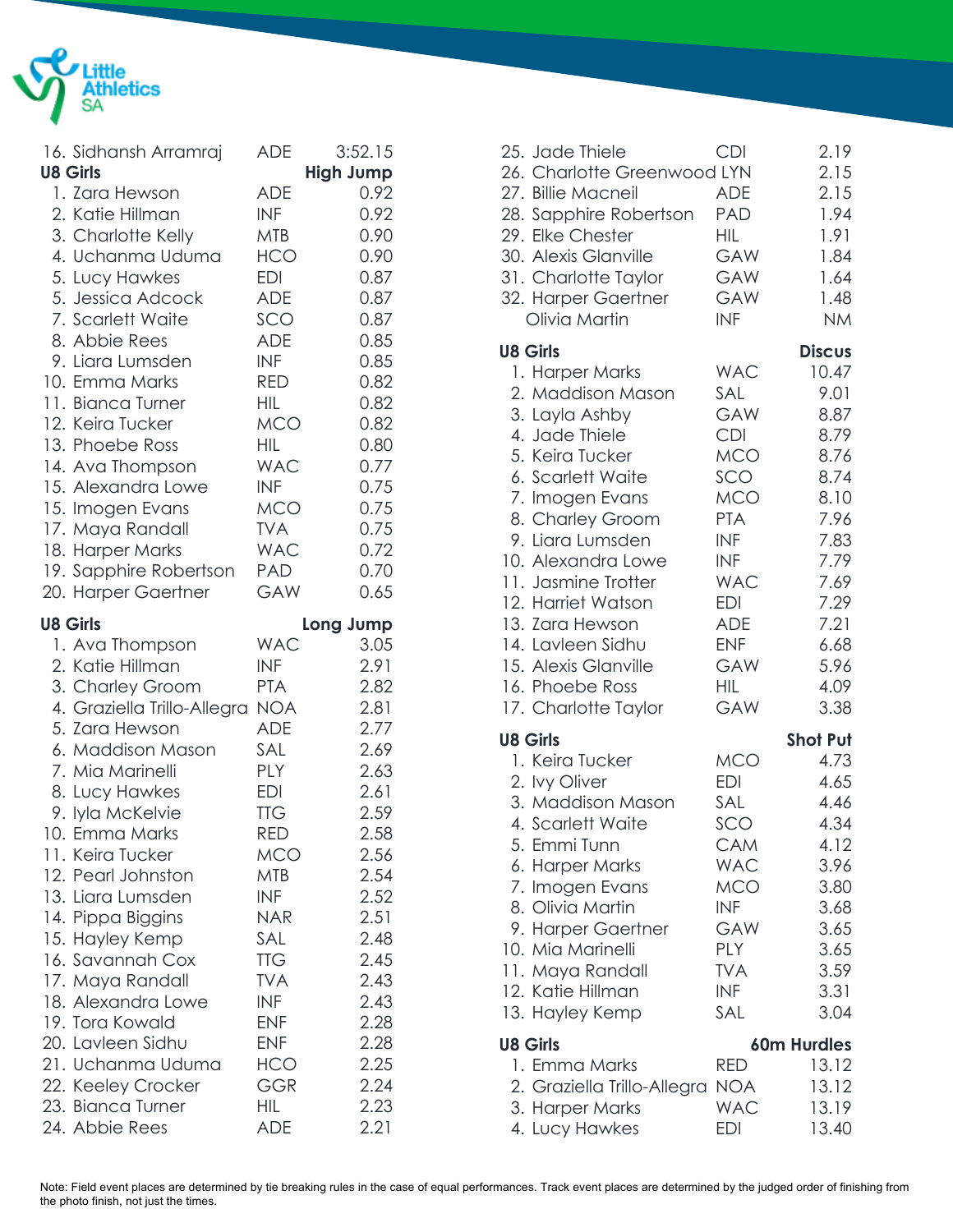| Place | Name | Club | Result |
|---|---|---|---|
| 16. | Sidhansh Arramraj | ADE | 3:52.15 |

**U8 Girls — High Jump**

| Place | Name | Club | Result |
|---|---|---|---|
| 1. | Zara Hewson | ADE | 0.92 |
| 2. | Katie Hillman | INF | 0.92 |
| 3. | Charlotte Kelly | MTB | 0.90 |
| 4. | Uchanma Uduma | HCO | 0.90 |
| 5. | Lucy Hawkes | EDI | 0.87 |
| 5. | Jessica Adcock | ADE | 0.87 |
| 7. | Scarlett Waite | SCO | 0.87 |
| 8. | Abbie Rees | ADE | 0.85 |
| 9. | Liara Lumsden | INF | 0.85 |
| 10. | Emma Marks | RED | 0.82 |
| 11. | Bianca Turner | HIL | 0.82 |
| 12. | Keira Tucker | MCO | 0.82 |
| 13. | Phoebe Ross | HIL | 0.80 |
| 14. | Ava Thompson | WAC | 0.77 |
| 15. | Alexandra Lowe | INF | 0.75 |
| 15. | Imogen Evans | MCO | 0.75 |
| 17. | Maya Randall | TVA | 0.75 |
| 18. | Harper Marks | WAC | 0.72 |
| 19. | Sapphire Robertson | PAD | 0.70 |
| 20. | Harper Gaertner | GAW | 0.65 |

**U8 Girls — Long Jump**

| Place | Name | Club | Result |
|---|---|---|---|
| 1. | Ava Thompson | WAC | 3.05 |
| 2. | Katie Hillman | INF | 2.91 |
| 3. | Charley Groom | PTA | 2.82 |
| 4. | Graziella Trillo-Allegra | NOA | 2.81 |
| 5. | Zara Hewson | ADE | 2.77 |
| 6. | Maddison Mason | SAL | 2.69 |
| 7. | Mia Marinelli | PLY | 2.63 |
| 8. | Lucy Hawkes | EDI | 2.61 |
| 9. | Iyla McKelvie | TTG | 2.59 |
| 10. | Emma Marks | RED | 2.58 |
| 11. | Keira Tucker | MCO | 2.56 |
| 12. | Pearl Johnston | MTB | 2.54 |
| 13. | Liara Lumsden | INF | 2.52 |
| 14. | Pippa Biggins | NAR | 2.51 |
| 15. | Hayley Kemp | SAL | 2.48 |
| 16. | Savannah Cox | TTG | 2.45 |
| 17. | Maya Randall | TVA | 2.43 |
| 18. | Alexandra Lowe | INF | 2.43 |
| 19. | Tora Kowald | ENF | 2.28 |
| 20. | Lavleen Sidhu | ENF | 2.28 |
| 21. | Uchanma Uduma | HCO | 2.25 |
| 22. | Keeley Crocker | GGR | 2.24 |
| 23. | Bianca Turner | HIL | 2.23 |
| 24. | Abbie Rees | ADE | 2.21 |
| 25. | Jade Thiele | CDI | 2.19 |
| 26. | Charlotte Greenwood | LYN | 2.15 |
| 27. | Billie Macneil | ADE | 2.15 |
| 28. | Sapphire Robertson | PAD | 1.94 |
| 29. | Elke Chester | HIL | 1.91 |
| 30. | Alexis Glanville | GAW | 1.84 |
| 31. | Charlotte Taylor | GAW | 1.64 |
| 32. | Harper Gaertner | GAW | 1.48 |
| | Olivia Martin | INF | NM |

**U8 Girls — Discus**

| Place | Name | Club | Result |
|---|---|---|---|
| 1. | Harper Marks | WAC | 10.47 |
| 2. | Maddison Mason | SAL | 9.01 |
| 3. | Layla Ashby | GAW | 8.87 |
| 4. | Jade Thiele | CDI | 8.79 |
| 5. | Keira Tucker | MCO | 8.76 |
| 6. | Scarlett Waite | SCO | 8.74 |
| 7. | Imogen Evans | MCO | 8.10 |
| 8. | Charley Groom | PTA | 7.96 |
| 9. | Liara Lumsden | INF | 7.83 |
| 10. | Alexandra Lowe | INF | 7.79 |
| 11. | Jasmine Trotter | WAC | 7.69 |
| 12. | Harriet Watson | EDI | 7.29 |
| 13. | Zara Hewson | ADE | 7.21 |
| 14. | Lavleen Sidhu | ENF | 6.68 |
| 15. | Alexis Glanville | GAW | 5.96 |
| 16. | Phoebe Ross | HIL | 4.09 |
| 17. | Charlotte Taylor | GAW | 3.38 |

**U8 Girls — Shot Put**

| Place | Name | Club | Result |
|---|---|---|---|
| 1. | Keira Tucker | MCO | 4.73 |
| 2. | Ivy Oliver | EDI | 4.65 |
| 3. | Maddison Mason | SAL | 4.46 |
| 4. | Scarlett Waite | SCO | 4.34 |
| 5. | Emmi Tunn | CAM | 4.12 |
| 6. | Harper Marks | WAC | 3.96 |
| 7. | Imogen Evans | MCO | 3.80 |
| 8. | Olivia Martin | INF | 3.68 |
| 9. | Harper Gaertner | GAW | 3.65 |
| 10. | Mia Marinelli | PLY | 3.65 |
| 11. | Maya Randall | TVA | 3.59 |
| 12. | Katie Hillman | INF | 3.31 |
| 13. | Hayley Kemp | SAL | 3.04 |

**U8 Girls — 60m Hurdles**

| Place | Name | Club | Result |
|---|---|---|---|
| 1. | Emma Marks | RED | 13.12 |
| 2. | Graziella Trillo-Allegra | NOA | 13.12 |
| 3. | Harper Marks | WAC | 13.19 |
| 4. | Lucy Hawkes | EDI | 13.40 |

Note: Field event places are determined by tie breaking rules in the case of equal performances. Track event places are determined by the judged order of finishing from the photo finish, not just the times.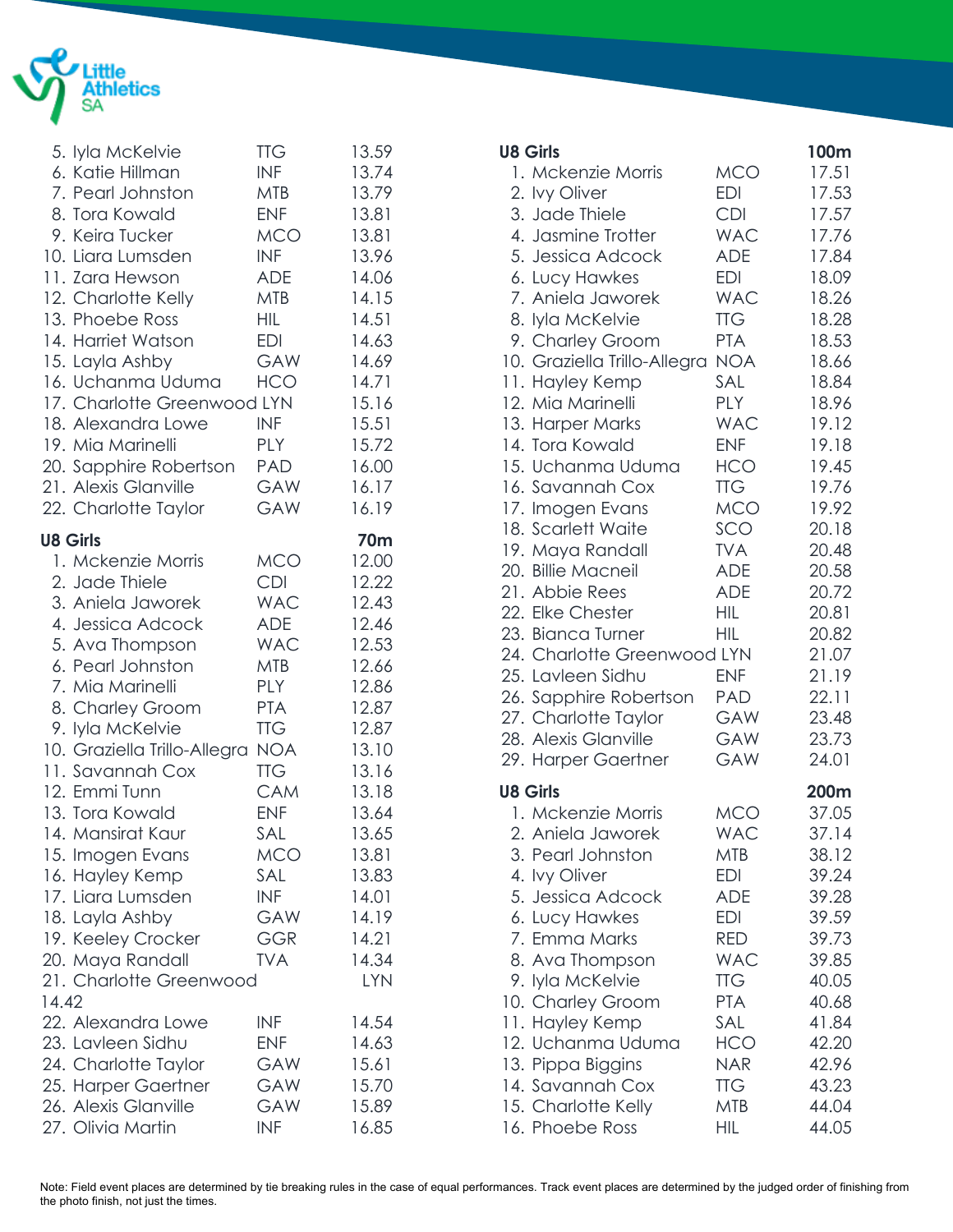| | | |
|---|---|---|
| 5. Iyla McKelvie | TTG | 13.59 |
| 6. Katie Hillman | INF | 13.74 |
| 7. Pearl Johnston | MTB | 13.79 |
| 8. Tora Kowald | ENF | 13.81 |
| 9. Keira Tucker | MCO | 13.81 |
| 10. Liara Lumsden | INF | 13.96 |
| 11. Zara Hewson | ADE | 14.06 |
| 12. Charlotte Kelly | MTB | 14.15 |
| 13. Phoebe Ross | HIL | 14.51 |
| 14. Harriet Watson | EDI | 14.63 |
| 15. Layla Ashby | GAW | 14.69 |
| 16. Uchanma Uduma | HCO | 14.71 |
| 17. Charlotte Greenwood | LYN | 15.16 |
| 18. Alexandra Lowe | INF | 15.51 |
| 19. Mia Marinelli | PLY | 15.72 |
| 20. Sapphire Robertson | PAD | 16.00 |
| 21. Alexis Glanville | GAW | 16.17 |
| 22. Charlotte Taylor | GAW | 16.19 |

| **U8 Girls** | | **70m** |
|---|---|---|
| 1. Mckenzie Morris | MCO | 12.00 |
| 2. Jade Thiele | CDI | 12.22 |
| 3. Aniela Jaworek | WAC | 12.43 |
| 4. Jessica Adcock | ADE | 12.46 |
| 5. Ava Thompson | WAC | 12.53 |
| 6. Pearl Johnston | MTB | 12.66 |
| 7. Mia Marinelli | PLY | 12.86 |
| 8. Charley Groom | PTA | 12.87 |
| 9. Iyla McKelvie | TTG | 12.87 |
| 10. Graziella Trillo-Allegra | NOA | 13.10 |
| 11. Savannah Cox | TTG | 13.16 |
| 12. Emmi Tunn | CAM | 13.18 |
| 13. Tora Kowald | ENF | 13.64 |
| 14. Mansirat Kaur | SAL | 13.65 |
| 15. Imogen Evans | MCO | 13.81 |
| 16. Hayley Kemp | SAL | 13.83 |
| 17. Liara Lumsden | INF | 14.01 |
| 18. Layla Ashby | GAW | 14.19 |
| 19. Keeley Crocker | GGR | 14.21 |
| 20. Maya Randall | TVA | 14.34 |
| 21. Charlotte Greenwood | LYN | 14.42 |
| 22. Alexandra Lowe | INF | 14.54 |
| 23. Lavleen Sidhu | ENF | 14.63 |
| 24. Charlotte Taylor | GAW | 15.61 |
| 25. Harper Gaertner | GAW | 15.70 |
| 26. Alexis Glanville | GAW | 15.89 |
| 27. Olivia Martin | INF | 16.85 |

| **U8 Girls** | | **100m** |
|---|---|---|
| 1. Mckenzie Morris | MCO | 17.51 |
| 2. Ivy Oliver | EDI | 17.53 |
| 3. Jade Thiele | CDI | 17.57 |
| 4. Jasmine Trotter | WAC | 17.76 |
| 5. Jessica Adcock | ADE | 17.84 |
| 6. Lucy Hawkes | EDI | 18.09 |
| 7. Aniela Jaworek | WAC | 18.26 |
| 8. Iyla McKelvie | TTG | 18.28 |
| 9. Charley Groom | PTA | 18.53 |
| 10. Graziella Trillo-Allegra | NOA | 18.66 |
| 11. Hayley Kemp | SAL | 18.84 |
| 12. Mia Marinelli | PLY | 18.96 |
| 13. Harper Marks | WAC | 19.12 |
| 14. Tora Kowald | ENF | 19.18 |
| 15. Uchanma Uduma | HCO | 19.45 |
| 16. Savannah Cox | TTG | 19.76 |
| 17. Imogen Evans | MCO | 19.92 |
| 18. Scarlett Waite | SCO | 20.18 |
| 19. Maya Randall | TVA | 20.48 |
| 20. Billie Macneil | ADE | 20.58 |
| 21. Abbie Rees | ADE | 20.72 |
| 22. Elke Chester | HIL | 20.81 |
| 23. Bianca Turner | HIL | 20.82 |
| 24. Charlotte Greenwood | LYN | 21.07 |
| 25. Lavleen Sidhu | ENF | 21.19 |
| 26. Sapphire Robertson | PAD | 22.11 |
| 27. Charlotte Taylor | GAW | 23.48 |
| 28. Alexis Glanville | GAW | 23.73 |
| 29. Harper Gaertner | GAW | 24.01 |

| **U8 Girls** | | **200m** |
|---|---|---|
| 1. Mckenzie Morris | MCO | 37.05 |
| 2. Aniela Jaworek | WAC | 37.14 |
| 3. Pearl Johnston | MTB | 38.12 |
| 4. Ivy Oliver | EDI | 39.24 |
| 5. Jessica Adcock | ADE | 39.28 |
| 6. Lucy Hawkes | EDI | 39.59 |
| 7. Emma Marks | RED | 39.73 |
| 8. Ava Thompson | WAC | 39.85 |
| 9. Iyla McKelvie | TTG | 40.05 |
| 10. Charley Groom | PTA | 40.68 |
| 11. Hayley Kemp | SAL | 41.84 |
| 12. Uchanma Uduma | HCO | 42.20 |
| 13. Pippa Biggins | NAR | 42.96 |
| 14. Savannah Cox | TTG | 43.23 |
| 15. Charlotte Kelly | MTB | 44.04 |
| 16. Phoebe Ross | HIL | 44.05 |

Note: Field event places are determined by tie breaking rules in the case of equal performances. Track event places are determined by the judged order of finishing from the photo finish, not just the times.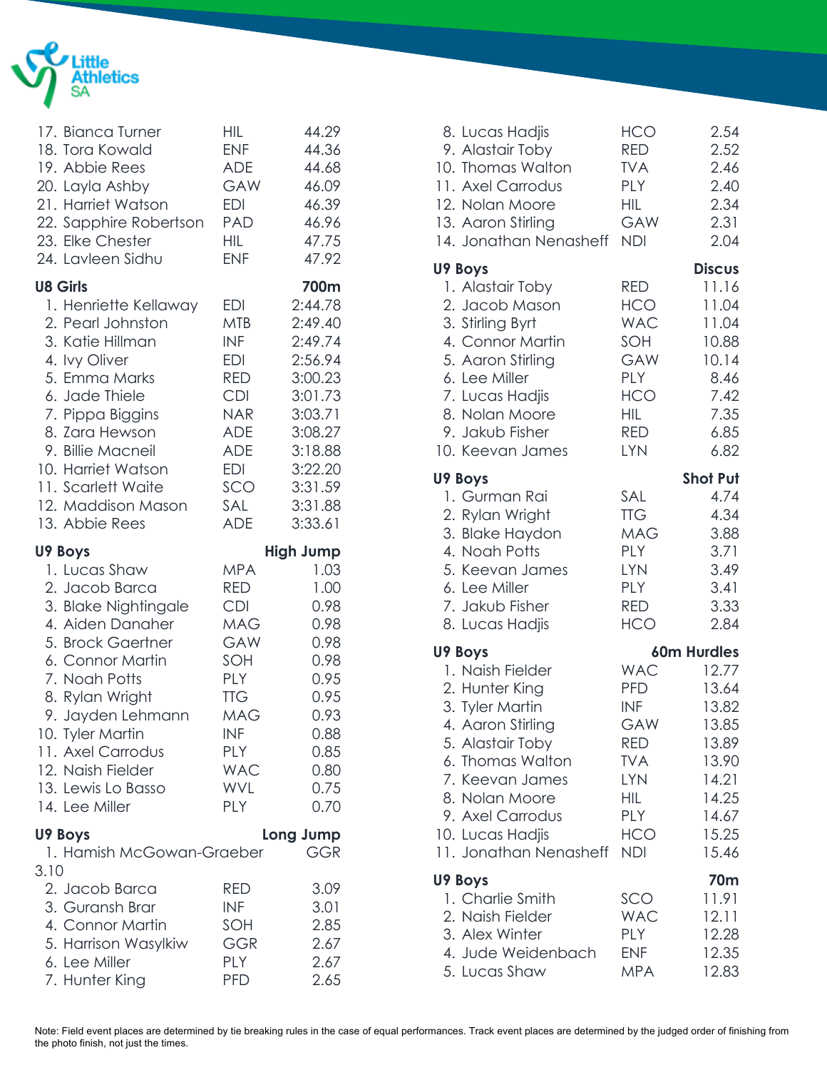| Place | Name | Club | Result |
|---|---|---|---|
| 17. | Bianca Turner | HIL | 44.29 |
| 18. | Tora Kowald | ENF | 44.36 |
| 19. | Abbie Rees | ADE | 44.68 |
| 20. | Layla Ashby | GAW | 46.09 |
| 21. | Harriet Watson | EDI | 46.39 |
| 22. | Sapphire Robertson | PAD | 46.96 |
| 23. | Elke Chester | HIL | 47.75 |
| 24. | Lavleen Sidhu | ENF | 47.92 |

**U8 Girls — 700m**

| Place | Name | Club | Result |
|---|---|---|---|
| 1. | Henriette Kellaway | EDI | 2:44.78 |
| 2. | Pearl Johnston | MTB | 2:49.40 |
| 3. | Katie Hillman | INF | 2:49.74 |
| 4. | Ivy Oliver | EDI | 2:56.94 |
| 5. | Emma Marks | RED | 3:00.23 |
| 6. | Jade Thiele | CDI | 3:01.73 |
| 7. | Pippa Biggins | NAR | 3:03.71 |
| 8. | Zara Hewson | ADE | 3:08.27 |
| 9. | Billie Macneil | ADE | 3:18.88 |
| 10. | Harriet Watson | EDI | 3:22.20 |
| 11. | Scarlett Waite | SCO | 3:31.59 |
| 12. | Maddison Mason | SAL | 3:31.88 |
| 13. | Abbie Rees | ADE | 3:33.61 |

**U9 Boys — High Jump**

| Place | Name | Club | Result |
|---|---|---|---|
| 1. | Lucas Shaw | MPA | 1.03 |
| 2. | Jacob Barca | RED | 1.00 |
| 3. | Blake Nightingale | CDI | 0.98 |
| 4. | Aiden Danaher | MAG | 0.98 |
| 5. | Brock Gaertner | GAW | 0.98 |
| 6. | Connor Martin | SOH | 0.98 |
| 7. | Noah Potts | PLY | 0.95 |
| 8. | Rylan Wright | TTG | 0.95 |
| 9. | Jayden Lehmann | MAG | 0.93 |
| 10. | Tyler Martin | INF | 0.88 |
| 11. | Axel Carrodus | PLY | 0.85 |
| 12. | Naish Fielder | WAC | 0.80 |
| 13. | Lewis Lo Basso | WVL | 0.75 |
| 14. | Lee Miller | PLY | 0.70 |

**U9 Boys — Long Jump**

| Place | Name | Club | Result |
|---|---|---|---|
| 1. | Hamish McGowan-Graeber | GGR | 3.10 |
| 2. | Jacob Barca | RED | 3.09 |
| 3. | Guransh Brar | INF | 3.01 |
| 4. | Connor Martin | SOH | 2.85 |
| 5. | Harrison Wasylkiw | GGR | 2.67 |
| 6. | Lee Miller | PLY | 2.67 |
| 7. | Hunter King | PFD | 2.65 |
| 8. | Lucas Hadjis | HCO | 2.54 |
| 9. | Alastair Toby | RED | 2.52 |
| 10. | Thomas Walton | TVA | 2.46 |
| 11. | Axel Carrodus | PLY | 2.40 |
| 12. | Nolan Moore | HIL | 2.34 |
| 13. | Aaron Stirling | GAW | 2.31 |
| 14. | Jonathan Nenasheff | NDI | 2.04 |

**U9 Boys — Discus**

| Place | Name | Club | Result |
|---|---|---|---|
| 1. | Alastair Toby | RED | 11.16 |
| 2. | Jacob Mason | HCO | 11.04 |
| 3. | Stirling Byrt | WAC | 11.04 |
| 4. | Connor Martin | SOH | 10.88 |
| 5. | Aaron Stirling | GAW | 10.14 |
| 6. | Lee Miller | PLY | 8.46 |
| 7. | Lucas Hadjis | HCO | 7.42 |
| 8. | Nolan Moore | HIL | 7.35 |
| 9. | Jakub Fisher | RED | 6.85 |
| 10. | Keevan James | LYN | 6.82 |

**U9 Boys — Shot Put**

| Place | Name | Club | Result |
|---|---|---|---|
| 1. | Gurman Rai | SAL | 4.74 |
| 2. | Rylan Wright | TTG | 4.34 |
| 3. | Blake Haydon | MAG | 3.88 |
| 4. | Noah Potts | PLY | 3.71 |
| 5. | Keevan James | LYN | 3.49 |
| 6. | Lee Miller | PLY | 3.41 |
| 7. | Jakub Fisher | RED | 3.33 |
| 8. | Lucas Hadjis | HCO | 2.84 |

**U9 Boys — 60m Hurdles**

| Place | Name | Club | Result |
|---|---|---|---|
| 1. | Naish Fielder | WAC | 12.77 |
| 2. | Hunter King | PFD | 13.64 |
| 3. | Tyler Martin | INF | 13.82 |
| 4. | Aaron Stirling | GAW | 13.85 |
| 5. | Alastair Toby | RED | 13.89 |
| 6. | Thomas Walton | TVA | 13.90 |
| 7. | Keevan James | LYN | 14.21 |
| 8. | Nolan Moore | HIL | 14.25 |
| 9. | Axel Carrodus | PLY | 14.67 |
| 10. | Lucas Hadjis | HCO | 15.25 |
| 11. | Jonathan Nenasheff | NDI | 15.46 |

**U9 Boys — 70m**

| Place | Name | Club | Result |
|---|---|---|---|
| 1. | Charlie Smith | SCO | 11.91 |
| 2. | Naish Fielder | WAC | 12.11 |
| 3. | Alex Winter | PLY | 12.28 |
| 4. | Jude Weidenbach | ENF | 12.35 |
| 5. | Lucas Shaw | MPA | 12.83 |

Note: Field event places are determined by tie breaking rules in the case of equal performances. Track event places are determined by the judged order of finishing from the photo finish, not just the times.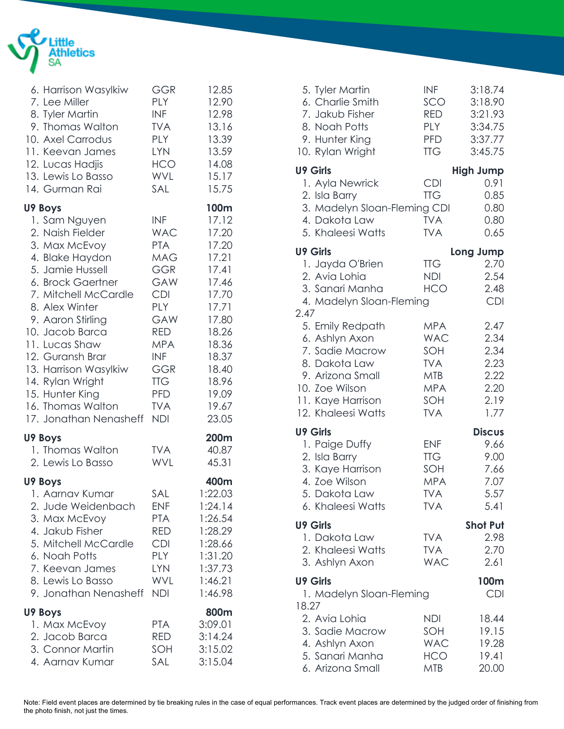6. Harrison Wasylkiw GGR 12.85
7. Lee Miller PLY 12.90
8. Tyler Martin INF 12.98
9. Thomas Walton TVA 13.16
10. Axel Carrodus PLY 13.39
11. Keevan James LYN 13.59
12. Lucas Hadjis HCO 14.08
13. Lewis Lo Basso WVL 15.17
14. Gurman Rai SAL 15.75

**U9 Boys** **100m**

1. Sam Nguyen INF 17.12
2. Naish Fielder WAC 17.20
3. Max McEvoy PTA 17.20
4. Blake Haydon MAG 17.21
5. Jamie Hussell GGR 17.41
6. Brock Gaertner GAW 17.46
7. Mitchell McCardle CDI 17.70
8. Alex Winter PLY 17.71
9. Aaron Stirling GAW 17.80
10. Jacob Barca RED 18.26
11. Lucas Shaw MPA 18.36
12. Guransh Brar INF 18.37
13. Harrison Wasylkiw GGR 18.40
14. Rylan Wright TTG 18.96
15. Hunter King PFD 19.09
16. Thomas Walton TVA 19.67
17. Jonathan Nenasheff NDI 23.05

**U9 Boys** **200m**

1. Thomas Walton TVA 40.87
2. Lewis Lo Basso WVL 45.31

**U9 Boys** **400m**

1. Aarnav Kumar SAL 1:22.03
2. Jude Weidenbach ENF 1:24.14
3. Max McEvoy PTA 1:26.54
4. Jakub Fisher RED 1:28.29
5. Mitchell McCardle CDI 1:28.66
6. Noah Potts PLY 1:31.20
7. Keevan James LYN 1:37.73
8. Lewis Lo Basso WVL 1:46.21
9. Jonathan Nenasheff NDI 1:46.98

**U9 Boys** **800m**

1. Max McEvoy PTA 3:09.01
2. Jacob Barca RED 3:14.24
3. Connor Martin SOH 3:15.02
4. Aarnav Kumar SAL 3:15.04
5. Tyler Martin INF 3:18.74
6. Charlie Smith SCO 3:18.90
7. Jakub Fisher RED 3:21.93
8. Noah Potts PLY 3:34.75
9. Hunter King PFD 3:37.77
10. Rylan Wright TTG 3:45.75

**U9 Girls** **High Jump**

1. Ayla Newrick CDI 0.91
2. Isla Barry TTG 0.85
3. Madelyn Sloan-Fleming CDI 0.80
4. Dakota Law TVA 0.80
5. Khaleesi Watts TVA 0.65

**U9 Girls** **Long Jump**

1. Jayda O'Brien TTG 2.70
2. Avia Lohia NDI 2.54
3. Sanari Manha HCO 2.48
4. Madelyn Sloan-Fleming CDI 2.47
5. Emily Redpath MPA 2.47
6. Ashlyn Axon WAC 2.34
7. Sadie Macrow SOH 2.34
8. Dakota Law TVA 2.23
9. Arizona Small MTB 2.22
10. Zoe Wilson MPA 2.20
11. Kaye Harrison SOH 2.19
12. Khaleesi Watts TVA 1.77

**U9 Girls** **Discus**

1. Paige Duffy ENF 9.66
2. Isla Barry TTG 9.00
3. Kaye Harrison SOH 7.66
4. Zoe Wilson MPA 7.07
5. Dakota Law TVA 5.57
6. Khaleesi Watts TVA 5.41

**U9 Girls** **Shot Put**

1. Dakota Law TVA 2.98
2. Khaleesi Watts TVA 2.70
3. Ashlyn Axon WAC 2.61

**U9 Girls** **100m**

1. Madelyn Sloan-Fleming CDI 18.27
2. Avia Lohia NDI 18.44
3. Sadie Macrow SOH 19.15
4. Ashlyn Axon WAC 19.28
5. Sanari Manha HCO 19.41
6. Arizona Small MTB 20.00

Note: Field event places are determined by tie breaking rules in the case of equal performances. Track event places are determined by the judged order of finishing from the photo finish, not just the times.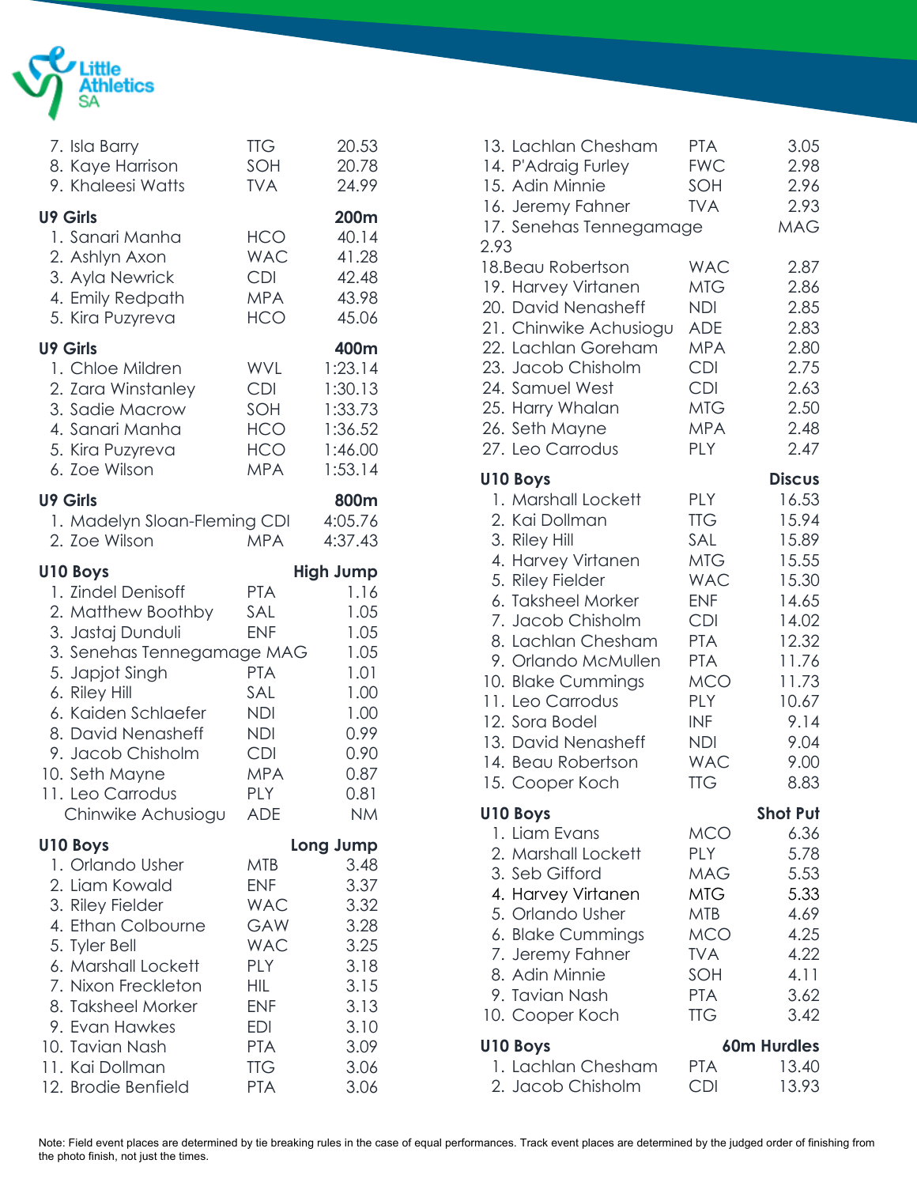7. Isla Barry TTG 20.53
8. Kaye Harrison SOH 20.78
9. Khaleesi Watts TVA 24.99

**U9 Girls** **200m**

| Place | Name | Club | Result |
|---|---|---|---|
| 1. | Sanari Manha | HCO | 40.14 |
| 2. | Ashlyn Axon | WAC | 41.28 |
| 3. | Ayla Newrick | CDI | 42.48 |
| 4. | Emily Redpath | MPA | 43.98 |
| 5. | Kira Puzyreva | HCO | 45.06 |

**U9 Girls** **400m**

| Place | Name | Club | Result |
|---|---|---|---|
| 1. | Chloe Mildren | WVL | 1:23.14 |
| 2. | Zara Winstanley | CDI | 1:30.13 |
| 3. | Sadie Macrow | SOH | 1:33.73 |
| 4. | Sanari Manha | HCO | 1:36.52 |
| 5. | Kira Puzyreva | HCO | 1:46.00 |
| 6. | Zoe Wilson | MPA | 1:53.14 |

**U9 Girls** **800m**

| Place | Name | Club | Result |
|---|---|---|---|
| 1. | Madelyn Sloan-Fleming | CDI | 4:05.76 |
| 2. | Zoe Wilson | MPA | 4:37.43 |

**U10 Boys** **High Jump**

| Place | Name | Club | Result |
|---|---|---|---|
| 1. | Zindel Denisoff | PTA | 1.16 |
| 2. | Matthew Boothby | SAL | 1.05 |
| 3. | Jastaj Dunduli | ENF | 1.05 |
| 3. | Senehas Tennegamage | MAG | 1.05 |
| 5. | Japjot Singh | PTA | 1.01 |
| 6. | Riley Hill | SAL | 1.00 |
| 6. | Kaiden Schlaefer | NDI | 1.00 |
| 8. | David Nenasheff | NDI | 0.99 |
| 9. | Jacob Chisholm | CDI | 0.90 |
| 10. | Seth Mayne | MPA | 0.87 |
| 11. | Leo Carrodus | PLY | 0.81 |
| | Chinwike Achusiogu | ADE | NM |

**U10 Boys** **Long Jump**

| Place | Name | Club | Result |
|---|---|---|---|
| 1. | Orlando Usher | MTB | 3.48 |
| 2. | Liam Kowald | ENF | 3.37 |
| 3. | Riley Fielder | WAC | 3.32 |
| 4. | Ethan Colbourne | GAW | 3.28 |
| 5. | Tyler Bell | WAC | 3.25 |
| 6. | Marshall Lockett | PLY | 3.18 |
| 7. | Nixon Freckleton | HIL | 3.15 |
| 8. | Taksheel Morker | ENF | 3.13 |
| 9. | Evan Hawkes | EDI | 3.10 |
| 10. | Tavian Nash | PTA | 3.09 |
| 11. | Kai Dollman | TTG | 3.06 |
| 12. | Brodie Benfield | PTA | 3.06 |
| 13. | Lachlan Chesham | PTA | 3.05 |
| 14. | P'Adraig Furley | FWC | 2.98 |
| 15. | Adin Minnie | SOH | 2.96 |
| 16. | Jeremy Fahner | TVA | 2.93 |
| 17. | Senehas Tennegamage | MAG | 2.93 |
| 18. | Beau Robertson | WAC | 2.87 |
| 19. | Harvey Virtanen | MTG | 2.86 |
| 20. | David Nenasheff | NDI | 2.85 |
| 21. | Chinwike Achusiogu | ADE | 2.83 |
| 22. | Lachlan Goreham | MPA | 2.80 |
| 23. | Jacob Chisholm | CDI | 2.75 |
| 24. | Samuel West | CDI | 2.63 |
| 25. | Harry Whalan | MTG | 2.50 |
| 26. | Seth Mayne | MPA | 2.48 |
| 27. | Leo Carrodus | PLY | 2.47 |

**U10 Boys** **Discus**

| Place | Name | Club | Result |
|---|---|---|---|
| 1. | Marshall Lockett | PLY | 16.53 |
| 2. | Kai Dollman | TTG | 15.94 |
| 3. | Riley Hill | SAL | 15.89 |
| 4. | Harvey Virtanen | MTG | 15.55 |
| 5. | Riley Fielder | WAC | 15.30 |
| 6. | Taksheel Morker | ENF | 14.65 |
| 7. | Jacob Chisholm | CDI | 14.02 |
| 8. | Lachlan Chesham | PTA | 12.32 |
| 9. | Orlando McMullen | PTA | 11.76 |
| 10. | Blake Cummings | MCO | 11.73 |
| 11. | Leo Carrodus | PLY | 10.67 |
| 12. | Sora Bodel | INF | 9.14 |
| 13. | David Nenasheff | NDI | 9.04 |
| 14. | Beau Robertson | WAC | 9.00 |
| 15. | Cooper Koch | TTG | 8.83 |

**U10 Boys** **Shot Put**

| Place | Name | Club | Result |
|---|---|---|---|
| 1. | Liam Evans | MCO | 6.36 |
| 2. | Marshall Lockett | PLY | 5.78 |
| 3. | Seb Gifford | MAG | 5.53 |
| 4. | Harvey Virtanen | MTG | 5.33 |
| 5. | Orlando Usher | MTB | 4.69 |
| 6. | Blake Cummings | MCO | 4.25 |
| 7. | Jeremy Fahner | TVA | 4.22 |
| 8. | Adin Minnie | SOH | 4.11 |
| 9. | Tavian Nash | PTA | 3.62 |
| 10. | Cooper Koch | TTG | 3.42 |

**U10 Boys** **60m Hurdles**

| Place | Name | Club | Result |
|---|---|---|---|
| 1. | Lachlan Chesham | PTA | 13.40 |
| 2. | Jacob Chisholm | CDI | 13.93 |

Note: Field event places are determined by tie breaking rules in the case of equal performances. Track event places are determined by the judged order of finishing from the photo finish, not just the times.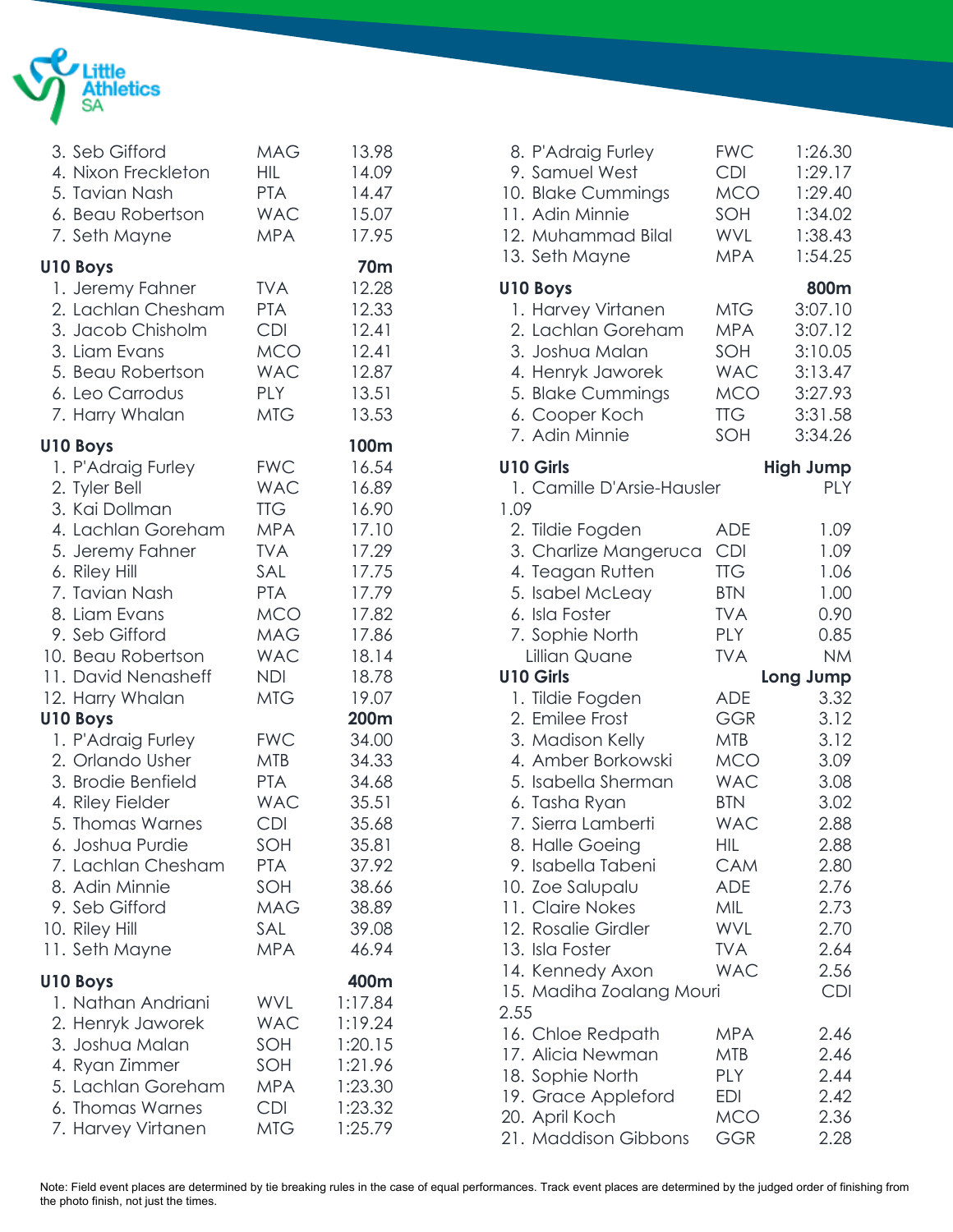3. Seb Gifford MAG 13.98
4. Nixon Freckleton HIL 14.09
5. Tavian Nash PTA 14.47
6. Beau Robertson WAC 15.07
7. Seth Mayne MPA 17.95

**U10 Boys** **70m**

1. Jeremy Fahner TVA 12.28
2. Lachlan Chesham PTA 12.33
3. Jacob Chisholm CDI 12.41
3. Liam Evans MCO 12.41
5. Beau Robertson WAC 12.87
6. Leo Carrodus PLY 13.51
7. Harry Whalan MTG 13.53

**U10 Boys** **100m**

1. P'Adraig Furley FWC 16.54
2. Tyler Bell WAC 16.89
3. Kai Dollman TTG 16.90
4. Lachlan Goreham MPA 17.10
5. Jeremy Fahner TVA 17.29
6. Riley Hill SAL 17.75
7. Tavian Nash PTA 17.79
8. Liam Evans MCO 17.82
9. Seb Gifford MAG 17.86
10. Beau Robertson WAC 18.14
11. David Nenasheff NDI 18.78
12. Harry Whalan MTG 19.07

**U10 Boys** **200m**

1. P'Adraig Furley FWC 34.00
2. Orlando Usher MTB 34.33
3. Brodie Benfield PTA 34.68
4. Riley Fielder WAC 35.51
5. Thomas Warnes CDI 35.68
6. Joshua Purdie SOH 35.81
7. Lachlan Chesham PTA 37.92
8. Adin Minnie SOH 38.66
9. Seb Gifford MAG 38.89
10. Riley Hill SAL 39.08
11. Seth Mayne MPA 46.94

**U10 Boys** **400m**

1. Nathan Andriani WVL 1:17.84
2. Henryk Jaworek WAC 1:19.24
3. Joshua Malan SOH 1:20.15
4. Ryan Zimmer SOH 1:21.96
5. Lachlan Goreham MPA 1:23.30
6. Thomas Warnes CDI 1:23.32
7. Harvey Virtanen MTG 1:25.79
8. P'Adraig Furley FWC 1:26.30
9. Samuel West CDI 1:29.17
10. Blake Cummings MCO 1:29.40
11. Adin Minnie SOH 1:34.02
12. Muhammad Bilal WVL 1:38.43
13. Seth Mayne MPA 1:54.25

**U10 Boys** **800m**

1. Harvey Virtanen MTG 3:07.10
2. Lachlan Goreham MPA 3:07.12
3. Joshua Malan SOH 3:10.05
4. Henryk Jaworek WAC 3:13.47
5. Blake Cummings MCO 3:27.93
6. Cooper Koch TTG 3:31.58
7. Adin Minnie SOH 3:34.26

**U10 Girls** **High Jump**

1. Camille D'Arsie-Hausler PLY 1.09
2. Tildie Fogden ADE 1.09
3. Charlize Mangeruca CDI 1.09
4. Teagan Rutten TTG 1.06
5. Isabel McLeay BTN 1.00
6. Isla Foster TVA 0.90
7. Sophie North PLY 0.85

Lillian Quane TVA NM

**U10 Girls** **Long Jump**

1. Tildie Fogden ADE 3.32
2. Emilee Frost GGR 3.12
3. Madison Kelly MTB 3.12
4. Amber Borkowski MCO 3.09
5. Isabella Sherman WAC 3.08
6. Tasha Ryan BTN 3.02
7. Sierra Lamberti WAC 2.88
8. Halle Goeing HIL 2.88
9. Isabella Tabeni CAM 2.80
10. Zoe Salupalu ADE 2.76
11. Claire Nokes MIL 2.73
12. Rosalie Girdler WVL 2.70
13. Isla Foster TVA 2.64
14. Kennedy Axon WAC 2.56
15. Madiha Zoalang Mouri CDI 2.55
16. Chloe Redpath MPA 2.46
17. Alicia Newman MTB 2.46
18. Sophie North PLY 2.44
19. Grace Appleford EDI 2.42
20. April Koch MCO 2.36
21. Maddison Gibbons GGR 2.28

Note: Field event places are determined by tie breaking rules in the case of equal performances. Track event places are determined by the judged order of finishing from the photo finish, not just the times.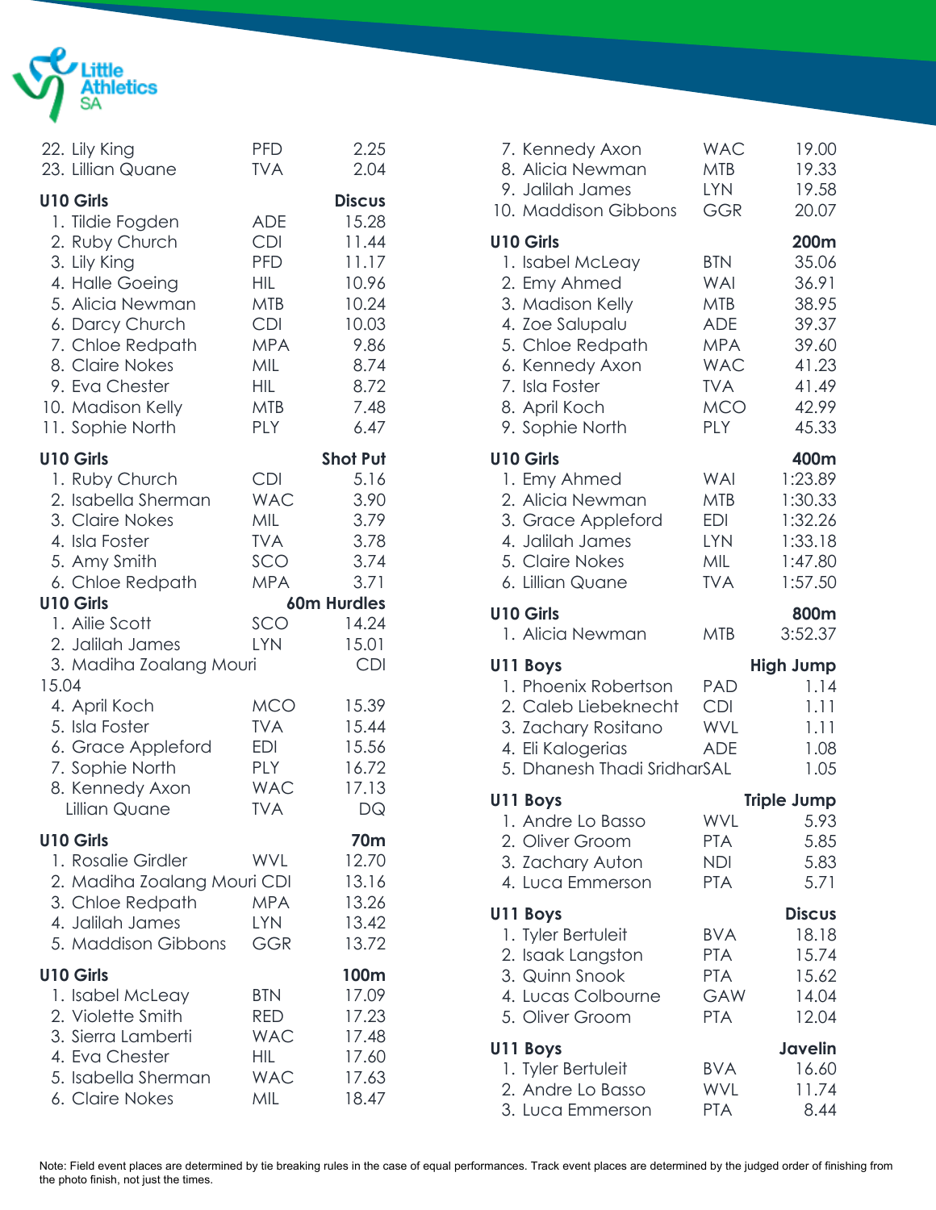| Place | Name | Club | Result |
|---|---|---|---|
| 22. | Lily King | PFD | 2.25 |
| 23. | Lillian Quane | TVA | 2.04 |

**U10 Girls — Discus**

| Place | Name | Club | Result |
|---|---|---|---|
| 1. | Tildie Fogden | ADE | 15.28 |
| 2. | Ruby Church | CDI | 11.44 |
| 3. | Lily King | PFD | 11.17 |
| 4. | Halle Goeing | HIL | 10.96 |
| 5. | Alicia Newman | MTB | 10.24 |
| 6. | Darcy Church | CDI | 10.03 |
| 7. | Chloe Redpath | MPA | 9.86 |
| 8. | Claire Nokes | MIL | 8.74 |
| 9. | Eva Chester | HIL | 8.72 |
| 10. | Madison Kelly | MTB | 7.48 |
| 11. | Sophie North | PLY | 6.47 |

**U10 Girls — Shot Put**

| Place | Name | Club | Result |
|---|---|---|---|
| 1. | Ruby Church | CDI | 5.16 |
| 2. | Isabella Sherman | WAC | 3.90 |
| 3. | Claire Nokes | MIL | 3.79 |
| 4. | Isla Foster | TVA | 3.78 |
| 5. | Amy Smith | SCO | 3.74 |
| 6. | Chloe Redpath | MPA | 3.71 |

**U10 Girls — 60m Hurdles**

| Place | Name | Club | Result |
|---|---|---|---|
| 1. | Ailie Scott | SCO | 14.24 |
| 2. | Jalilah James | LYN | 15.01 |
| 3. | Madiha Zoalang Mouri | CDI | 15.04 |
| 4. | April Koch | MCO | 15.39 |
| 5. | Isla Foster | TVA | 15.44 |
| 6. | Grace Appleford | EDI | 15.56 |
| 7. | Sophie North | PLY | 16.72 |
| 8. | Kennedy Axon | WAC | 17.13 |
| | Lillian Quane | TVA | DQ |

**U10 Girls — 70m**

| Place | Name | Club | Result |
|---|---|---|---|
| 1. | Rosalie Girdler | WVL | 12.70 |
| 2. | Madiha Zoalang Mouri | CDI | 13.16 |
| 3. | Chloe Redpath | MPA | 13.26 |
| 4. | Jalilah James | LYN | 13.42 |
| 5. | Maddison Gibbons | GGR | 13.72 |

**U10 Girls — 100m**

| Place | Name | Club | Result |
|---|---|---|---|
| 1. | Isabel McLeay | BTN | 17.09 |
| 2. | Violette Smith | RED | 17.23 |
| 3. | Sierra Lamberti | WAC | 17.48 |
| 4. | Eva Chester | HIL | 17.60 |
| 5. | Isabella Sherman | WAC | 17.63 |
| 6. | Claire Nokes | MIL | 18.47 |
| 7. | Kennedy Axon | WAC | 19.00 |
| 8. | Alicia Newman | MTB | 19.33 |
| 9. | Jalilah James | LYN | 19.58 |
| 10. | Maddison Gibbons | GGR | 20.07 |

**U10 Girls — 200m**

| Place | Name | Club | Result |
|---|---|---|---|
| 1. | Isabel McLeay | BTN | 35.06 |
| 2. | Emy Ahmed | WAI | 36.91 |
| 3. | Madison Kelly | MTB | 38.95 |
| 4. | Zoe Salupalu | ADE | 39.37 |
| 5. | Chloe Redpath | MPA | 39.60 |
| 6. | Kennedy Axon | WAC | 41.23 |
| 7. | Isla Foster | TVA | 41.49 |
| 8. | April Koch | MCO | 42.99 |
| 9. | Sophie North | PLY | 45.33 |

**U10 Girls — 400m**

| Place | Name | Club | Result |
|---|---|---|---|
| 1. | Emy Ahmed | WAI | 1:23.89 |
| 2. | Alicia Newman | MTB | 1:30.33 |
| 3. | Grace Appleford | EDI | 1:32.26 |
| 4. | Jalilah James | LYN | 1:33.18 |
| 5. | Claire Nokes | MIL | 1:47.80 |
| 6. | Lillian Quane | TVA | 1:57.50 |

**U10 Girls — 800m**

| Place | Name | Club | Result |
|---|---|---|---|
| 1. | Alicia Newman | MTB | 3:52.37 |

**U11 Boys — High Jump**

| Place | Name | Club | Result |
|---|---|---|---|
| 1. | Phoenix Robertson | PAD | 1.14 |
| 2. | Caleb Liebeknecht | CDI | 1.11 |
| 3. | Zachary Rositano | WVL | 1.11 |
| 4. | Eli Kalogerias | ADE | 1.08 |
| 5. | Dhanesh Thadi Sridhar | SAL | 1.05 |

**U11 Boys — Triple Jump**

| Place | Name | Club | Result |
|---|---|---|---|
| 1. | Andre Lo Basso | WVL | 5.93 |
| 2. | Oliver Groom | PTA | 5.85 |
| 3. | Zachary Auton | NDI | 5.83 |
| 4. | Luca Emmerson | PTA | 5.71 |

**U11 Boys — Discus**

| Place | Name | Club | Result |
|---|---|---|---|
| 1. | Tyler Bertuleit | BVA | 18.18 |
| 2. | Isaak Langston | PTA | 15.74 |
| 3. | Quinn Snook | PTA | 15.62 |
| 4. | Lucas Colbourne | GAW | 14.04 |
| 5. | Oliver Groom | PTA | 12.04 |

**U11 Boys — Javelin**

| Place | Name | Club | Result |
|---|---|---|---|
| 1. | Tyler Bertuleit | BVA | 16.60 |
| 2. | Andre Lo Basso | WVL | 11.74 |
| 3. | Luca Emmerson | PTA | 8.44 |

Note: Field event places are determined by tie breaking rules in the case of equal performances. Track event places are determined by the judged order of finishing from the photo finish, not just the times.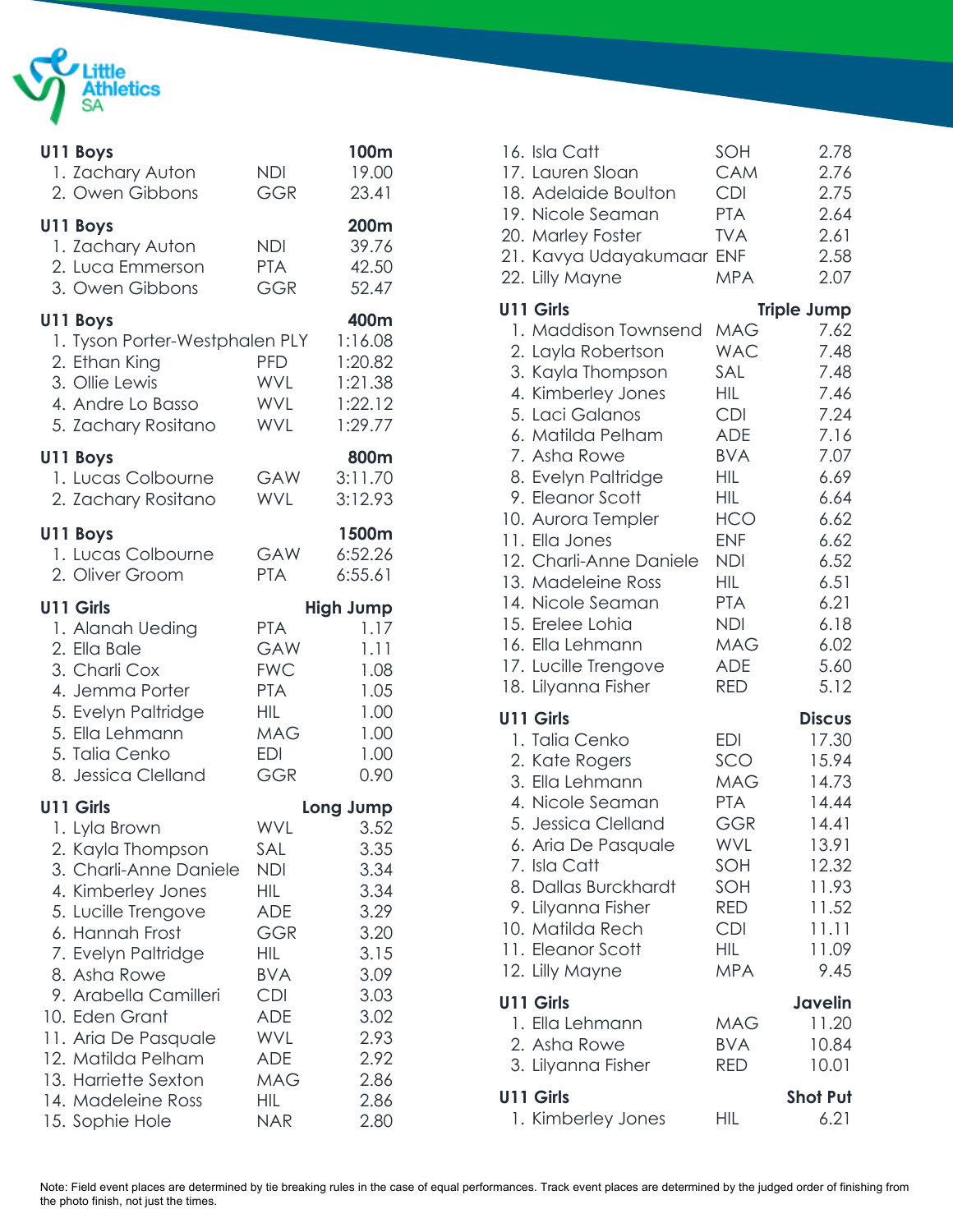### U11 Boys — 100m

| Place | Name | Club | Result |
|---|---|---|---|
| 1. | Zachary Auton | NDI | 19.00 |
| 2. | Owen Gibbons | GGR | 23.41 |

### U11 Boys — 200m

| Place | Name | Club | Result |
|---|---|---|---|
| 1. | Zachary Auton | NDI | 39.76 |
| 2. | Luca Emmerson | PTA | 42.50 |
| 3. | Owen Gibbons | GGR | 52.47 |

### U11 Boys — 400m

| Place | Name | Club | Result |
|---|---|---|---|
| 1. | Tyson Porter-Westphalen | PLY | 1:16.08 |
| 2. | Ethan King | PFD | 1:20.82 |
| 3. | Ollie Lewis | WVL | 1:21.38 |
| 4. | Andre Lo Basso | WVL | 1:22.12 |
| 5. | Zachary Rositano | WVL | 1:29.77 |

### U11 Boys — 800m

| Place | Name | Club | Result |
|---|---|---|---|
| 1. | Lucas Colbourne | GAW | 3:11.70 |
| 2. | Zachary Rositano | WVL | 3:12.93 |

### U11 Boys — 1500m

| Place | Name | Club | Result |
|---|---|---|---|
| 1. | Lucas Colbourne | GAW | 6:52.26 |
| 2. | Oliver Groom | PTA | 6:55.61 |

### U11 Girls — High Jump

| Place | Name | Club | Result |
|---|---|---|---|
| 1. | Alanah Ueding | PTA | 1.17 |
| 2. | Ella Bale | GAW | 1.11 |
| 3. | Charli Cox | FWC | 1.08 |
| 4. | Jemma Porter | PTA | 1.05 |
| 5. | Evelyn Paltridge | HIL | 1.00 |
| 5. | Ella Lehmann | MAG | 1.00 |
| 5. | Talia Cenko | EDI | 1.00 |
| 8. | Jessica Clelland | GGR | 0.90 |

### U11 Girls — Long Jump

| Place | Name | Club | Result |
|---|---|---|---|
| 1. | Lyla Brown | WVL | 3.52 |
| 2. | Kayla Thompson | SAL | 3.35 |
| 3. | Charli-Anne Daniele | NDI | 3.34 |
| 4. | Kimberley Jones | HIL | 3.34 |
| 5. | Lucille Trengove | ADE | 3.29 |
| 6. | Hannah Frost | GGR | 3.20 |
| 7. | Evelyn Paltridge | HIL | 3.15 |
| 8. | Asha Rowe | BVA | 3.09 |
| 9. | Arabella Camilleri | CDI | 3.03 |
| 10. | Eden Grant | ADE | 3.02 |
| 11. | Aria De Pasquale | WVL | 2.93 |
| 12. | Matilda Pelham | ADE | 2.92 |
| 13. | Harriette Sexton | MAG | 2.86 |
| 14. | Madeleine Ross | HIL | 2.86 |
| 15. | Sophie Hole | NAR | 2.80 |
| 16. | Isla Catt | SOH | 2.78 |
| 17. | Lauren Sloan | CAM | 2.76 |
| 18. | Adelaide Boulton | CDI | 2.75 |
| 19. | Nicole Seaman | PTA | 2.64 |
| 20. | Marley Foster | TVA | 2.61 |
| 21. | Kavya Udayakumaar | ENF | 2.58 |
| 22. | Lilly Mayne | MPA | 2.07 |

### U11 Girls — Triple Jump

| Place | Name | Club | Result |
|---|---|---|---|
| 1. | Maddison Townsend | MAG | 7.62 |
| 2. | Layla Robertson | WAC | 7.48 |
| 3. | Kayla Thompson | SAL | 7.48 |
| 4. | Kimberley Jones | HIL | 7.46 |
| 5. | Laci Galanos | CDI | 7.24 |
| 6. | Matilda Pelham | ADE | 7.16 |
| 7. | Asha Rowe | BVA | 7.07 |
| 8. | Evelyn Paltridge | HIL | 6.69 |
| 9. | Eleanor Scott | HIL | 6.64 |
| 10. | Aurora Templer | HCO | 6.62 |
| 11. | Ella Jones | ENF | 6.62 |
| 12. | Charli-Anne Daniele | NDI | 6.52 |
| 13. | Madeleine Ross | HIL | 6.51 |
| 14. | Nicole Seaman | PTA | 6.21 |
| 15. | Erelee Lohia | NDI | 6.18 |
| 16. | Ella Lehmann | MAG | 6.02 |
| 17. | Lucille Trengove | ADE | 5.60 |
| 18. | Lilyanna Fisher | RED | 5.12 |

### U11 Girls — Discus

| Place | Name | Club | Result |
|---|---|---|---|
| 1. | Talia Cenko | EDI | 17.30 |
| 2. | Kate Rogers | SCO | 15.94 |
| 3. | Ella Lehmann | MAG | 14.73 |
| 4. | Nicole Seaman | PTA | 14.44 |
| 5. | Jessica Clelland | GGR | 14.41 |
| 6. | Aria De Pasquale | WVL | 13.91 |
| 7. | Isla Catt | SOH | 12.32 |
| 8. | Dallas Burckhardt | SOH | 11.93 |
| 9. | Lilyanna Fisher | RED | 11.52 |
| 10. | Matilda Rech | CDI | 11.11 |
| 11. | Eleanor Scott | HIL | 11.09 |
| 12. | Lilly Mayne | MPA | 9.45 |

### U11 Girls — Javelin

| Place | Name | Club | Result |
|---|---|---|---|
| 1. | Ella Lehmann | MAG | 11.20 |
| 2. | Asha Rowe | BVA | 10.84 |
| 3. | Lilyanna Fisher | RED | 10.01 |

### U11 Girls — Shot Put

| Place | Name | Club | Result |
|---|---|---|---|
| 1. | Kimberley Jones | HIL | 6.21 |

Note: Field event places are determined by tie breaking rules in the case of equal performances. Track event places are determined by the judged order of finishing from the photo finish, not just the times.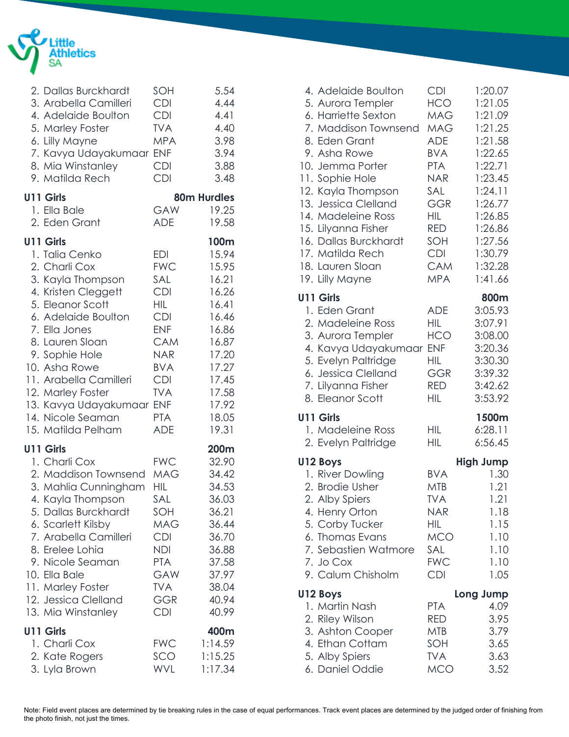| Place | Name | Club | Result |
|---|---|---|---|
| 2. | Dallas Burckhardt | SOH | 5.54 |
| 3. | Arabella Camilleri | CDI | 4.44 |
| 4. | Adelaide Boulton | CDI | 4.41 |
| 5. | Marley Foster | TVA | 4.40 |
| 6. | Lilly Mayne | MPA | 3.98 |
| 7. | Kavya Udayakumaar | ENF | 3.94 |
| 8. | Mia Winstanley | CDI | 3.88 |
| 9. | Matilda Rech | CDI | 3.48 |

**U11 Girls — 80m Hurdles**

| Place | Name | Club | Result |
|---|---|---|---|
| 1. | Ella Bale | GAW | 19.25 |
| 2. | Eden Grant | ADE | 19.58 |

**U11 Girls — 100m**

| Place | Name | Club | Result |
|---|---|---|---|
| 1. | Talia Cenko | EDI | 15.94 |
| 2. | Charli Cox | FWC | 15.95 |
| 3. | Kayla Thompson | SAL | 16.21 |
| 4. | Kristen Cleggett | CDI | 16.26 |
| 5. | Eleanor Scott | HIL | 16.41 |
| 6. | Adelaide Boulton | CDI | 16.46 |
| 7. | Ella Jones | ENF | 16.86 |
| 8. | Lauren Sloan | CAM | 16.87 |
| 9. | Sophie Hole | NAR | 17.20 |
| 10. | Asha Rowe | BVA | 17.27 |
| 11. | Arabella Camilleri | CDI | 17.45 |
| 12. | Marley Foster | TVA | 17.58 |
| 13. | Kavya Udayakumaar | ENF | 17.92 |
| 14. | Nicole Seaman | PTA | 18.05 |
| 15. | Matilda Pelham | ADE | 19.31 |

**U11 Girls — 200m**

| Place | Name | Club | Result |
|---|---|---|---|
| 1. | Charli Cox | FWC | 32.90 |
| 2. | Maddison Townsend | MAG | 34.42 |
| 3. | Mahlia Cunningham | HIL | 34.53 |
| 4. | Kayla Thompson | SAL | 36.03 |
| 5. | Dallas Burckhardt | SOH | 36.21 |
| 6. | Scarlett Kilsby | MAG | 36.44 |
| 7. | Arabella Camilleri | CDI | 36.70 |
| 8. | Erelee Lohia | NDI | 36.88 |
| 9. | Nicole Seaman | PTA | 37.58 |
| 10. | Ella Bale | GAW | 37.97 |
| 11. | Marley Foster | TVA | 38.04 |
| 12. | Jessica Clelland | GGR | 40.94 |
| 13. | Mia Winstanley | CDI | 40.99 |

**U11 Girls — 400m**

| Place | Name | Club | Result |
|---|---|---|---|
| 1. | Charli Cox | FWC | 1:14.59 |
| 2. | Kate Rogers | SCO | 1:15.25 |
| 3. | Lyla Brown | WVL | 1:17.34 |
| 4. | Adelaide Boulton | CDI | 1:20.07 |
| 5. | Aurora Templer | HCO | 1:21.05 |
| 6. | Harriette Sexton | MAG | 1:21.09 |
| 7. | Maddison Townsend | MAG | 1:21.25 |
| 8. | Eden Grant | ADE | 1:21.58 |
| 9. | Asha Rowe | BVA | 1:22.65 |
| 10. | Jemma Porter | PTA | 1:22.71 |
| 11. | Sophie Hole | NAR | 1:23.45 |
| 12. | Kayla Thompson | SAL | 1:24.11 |
| 13. | Jessica Clelland | GGR | 1:26.77 |
| 14. | Madeleine Ross | HIL | 1:26.85 |
| 15. | Lilyanna Fisher | RED | 1:26.86 |
| 16. | Dallas Burckhardt | SOH | 1:27.56 |
| 17. | Matilda Rech | CDI | 1:30.79 |
| 18. | Lauren Sloan | CAM | 1:32.28 |
| 19. | Lilly Mayne | MPA | 1:41.66 |

**U11 Girls — 800m**

| Place | Name | Club | Result |
|---|---|---|---|
| 1. | Eden Grant | ADE | 3:05.93 |
| 2. | Madeleine Ross | HIL | 3:07.91 |
| 3. | Aurora Templer | HCO | 3:08.00 |
| 4. | Kavya Udayakumaar | ENF | 3:20.36 |
| 5. | Evelyn Paltridge | HIL | 3:30.30 |
| 6. | Jessica Clelland | GGR | 3:39.32 |
| 7. | Lilyanna Fisher | RED | 3:42.62 |
| 8. | Eleanor Scott | HIL | 3:53.92 |

**U11 Girls — 1500m**

| Place | Name | Club | Result |
|---|---|---|---|
| 1. | Madeleine Ross | HIL | 6:28.11 |
| 2. | Evelyn Paltridge | HIL | 6:56.45 |

**U12 Boys — High Jump**

| Place | Name | Club | Result |
|---|---|---|---|
| 1. | River Dowling | BVA | 1.30 |
| 2. | Brodie Usher | MTB | 1.21 |
| 2. | Alby Spiers | TVA | 1.21 |
| 4. | Henry Orton | NAR | 1.18 |
| 5. | Corby Tucker | HIL | 1.15 |
| 6. | Thomas Evans | MCO | 1.10 |
| 7. | Sebastien Watmore | SAL | 1.10 |
| 7. | Jo Cox | FWC | 1.10 |
| 9. | Calum Chisholm | CDI | 1.05 |

**U12 Boys — Long Jump**

| Place | Name | Club | Result |
|---|---|---|---|
| 1. | Martin Nash | PTA | 4.09 |
| 2. | Riley Wilson | RED | 3.95 |
| 3. | Ashton Cooper | MTB | 3.79 |
| 4. | Ethan Cottam | SOH | 3.65 |
| 5. | Alby Spiers | TVA | 3.63 |
| 6. | Daniel Oddie | MCO | 3.52 |

Note: Field event places are determined by tie breaking rules in the case of equal performances. Track event places are determined by the judged order of finishing from the photo finish, not just the times.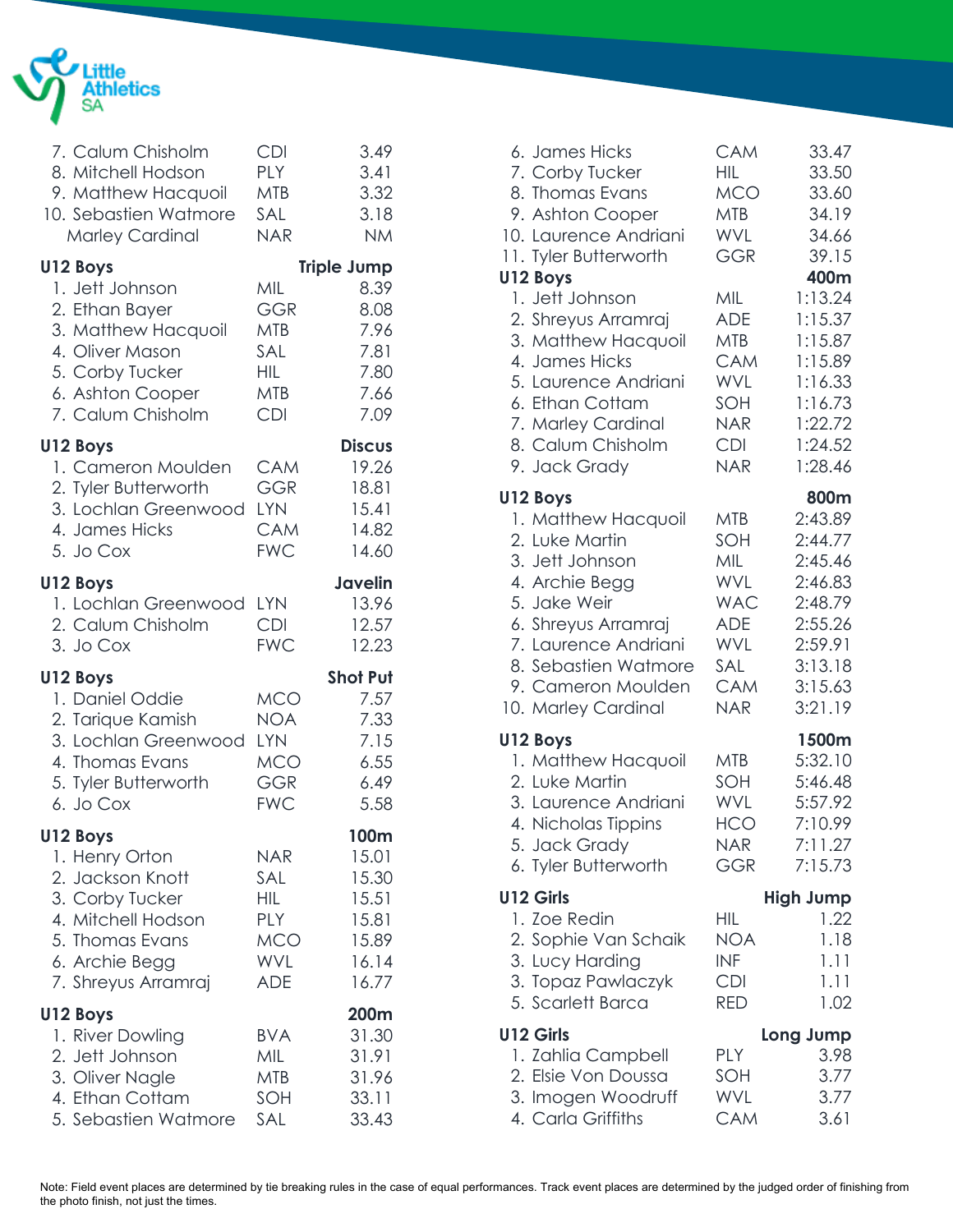| | | |
|---|---|---|
| 7. Calum Chisholm | CDI | 3.49 |
| 8. Mitchell Hodson | PLY | 3.41 |
| 9. Matthew Hacquoil | MTB | 3.32 |
| 10. Sebastien Watmore | SAL | 3.18 |
| Marley Cardinal | NAR | NM |

**U12 Boys — Triple Jump**

| | | |
|---|---|---|
| 1. Jett Johnson | MIL | 8.39 |
| 2. Ethan Bayer | GGR | 8.08 |
| 3. Matthew Hacquoil | MTB | 7.96 |
| 4. Oliver Mason | SAL | 7.81 |
| 5. Corby Tucker | HIL | 7.80 |
| 6. Ashton Cooper | MTB | 7.66 |
| 7. Calum Chisholm | CDI | 7.09 |

**U12 Boys — Discus**

| | | |
|---|---|---|
| 1. Cameron Moulden | CAM | 19.26 |
| 2. Tyler Butterworth | GGR | 18.81 |
| 3. Lochlan Greenwood | LYN | 15.41 |
| 4. James Hicks | CAM | 14.82 |
| 5. Jo Cox | FWC | 14.60 |

**U12 Boys — Javelin**

| | | |
|---|---|---|
| 1. Lochlan Greenwood | LYN | 13.96 |
| 2. Calum Chisholm | CDI | 12.57 |
| 3. Jo Cox | FWC | 12.23 |

**U12 Boys — Shot Put**

| | | |
|---|---|---|
| 1. Daniel Oddie | MCO | 7.57 |
| 2. Tarique Kamish | NOA | 7.33 |
| 3. Lochlan Greenwood | LYN | 7.15 |
| 4. Thomas Evans | MCO | 6.55 |
| 5. Tyler Butterworth | GGR | 6.49 |
| 6. Jo Cox | FWC | 5.58 |

**U12 Boys — 100m**

| | | |
|---|---|---|
| 1. Henry Orton | NAR | 15.01 |
| 2. Jackson Knott | SAL | 15.30 |
| 3. Corby Tucker | HIL | 15.51 |
| 4. Mitchell Hodson | PLY | 15.81 |
| 5. Thomas Evans | MCO | 15.89 |
| 6. Archie Begg | WVL | 16.14 |
| 7. Shreyus Arramraj | ADE | 16.77 |

**U12 Boys — 200m**

| | | |
|---|---|---|
| 1. River Dowling | BVA | 31.30 |
| 2. Jett Johnson | MIL | 31.91 |
| 3. Oliver Nagle | MTB | 31.96 |
| 4. Ethan Cottam | SOH | 33.11 |
| 5. Sebastien Watmore | SAL | 33.43 |
| 6. James Hicks | CAM | 33.47 |
| 7. Corby Tucker | HIL | 33.50 |
| 8. Thomas Evans | MCO | 33.60 |
| 9. Ashton Cooper | MTB | 34.19 |
| 10. Laurence Andriani | WVL | 34.66 |
| 11. Tyler Butterworth | GGR | 39.15 |

**U12 Boys — 400m**

| | | |
|---|---|---|
| 1. Jett Johnson | MIL | 1:13.24 |
| 2. Shreyus Arramraj | ADE | 1:15.37 |
| 3. Matthew Hacquoil | MTB | 1:15.87 |
| 4. James Hicks | CAM | 1:15.89 |
| 5. Laurence Andriani | WVL | 1:16.33 |
| 6. Ethan Cottam | SOH | 1:16.73 |
| 7. Marley Cardinal | NAR | 1:22.72 |
| 8. Calum Chisholm | CDI | 1:24.52 |
| 9. Jack Grady | NAR | 1:28.46 |

**U12 Boys — 800m**

| | | |
|---|---|---|
| 1. Matthew Hacquoil | MTB | 2:43.89 |
| 2. Luke Martin | SOH | 2:44.77 |
| 3. Jett Johnson | MIL | 2:45.46 |
| 4. Archie Begg | WVL | 2:46.83 |
| 5. Jake Weir | WAC | 2:48.79 |
| 6. Shreyus Arramraj | ADE | 2:55.26 |
| 7. Laurence Andriani | WVL | 2:59.91 |
| 8. Sebastien Watmore | SAL | 3:13.18 |
| 9. Cameron Moulden | CAM | 3:15.63 |
| 10. Marley Cardinal | NAR | 3:21.19 |

**U12 Boys — 1500m**

| | | |
|---|---|---|
| 1. Matthew Hacquoil | MTB | 5:32.10 |
| 2. Luke Martin | SOH | 5:46.48 |
| 3. Laurence Andriani | WVL | 5:57.92 |
| 4. Nicholas Tippins | HCO | 7:10.99 |
| 5. Jack Grady | NAR | 7:11.27 |
| 6. Tyler Butterworth | GGR | 7:15.73 |

**U12 Girls — High Jump**

| | | |
|---|---|---|
| 1. Zoe Redin | HIL | 1.22 |
| 2. Sophie Van Schaik | NOA | 1.18 |
| 3. Lucy Harding | INF | 1.11 |
| 3. Topaz Pawlaczyk | CDI | 1.11 |
| 5. Scarlett Barca | RED | 1.02 |

**U12 Girls — Long Jump**

| | | |
|---|---|---|
| 1. Zahlia Campbell | PLY | 3.98 |
| 2. Elsie Von Doussa | SOH | 3.77 |
| 3. Imogen Woodruff | WVL | 3.77 |
| 4. Carla Griffiths | CAM | 3.61 |

Note: Field event places are determined by tie breaking rules in the case of equal performances. Track event places are determined by the judged order of finishing from the photo finish, not just the times.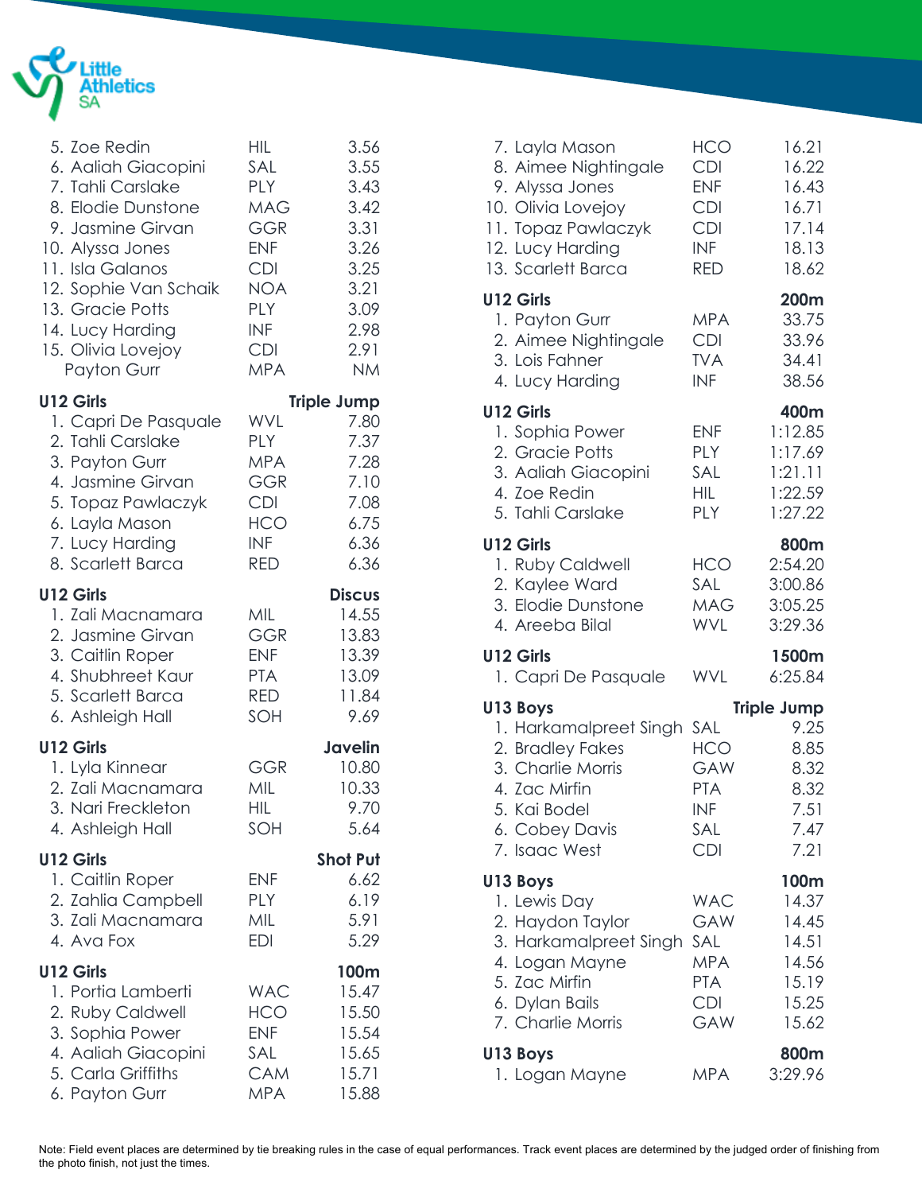| Place | Name | Club | Result |
|---|---|---|---|
| 5. | Zoe Redin | HIL | 3.56 |
| 6. | Aaliah Giacopini | SAL | 3.55 |
| 7. | Tahli Carslake | PLY | 3.43 |
| 8. | Elodie Dunstone | MAG | 3.42 |
| 9. | Jasmine Girvan | GGR | 3.31 |
| 10. | Alyssa Jones | ENF | 3.26 |
| 11. | Isla Galanos | CDI | 3.25 |
| 12. | Sophie Van Schaik | NOA | 3.21 |
| 13. | Gracie Potts | PLY | 3.09 |
| 14. | Lucy Harding | INF | 2.98 |
| 15. | Olivia Lovejoy | CDI | 2.91 |
| | Payton Gurr | MPA | NM |

**U12 Girls — Triple Jump**

| Place | Name | Club | Result |
|---|---|---|---|
| 1. | Capri De Pasquale | WVL | 7.80 |
| 2. | Tahli Carslake | PLY | 7.37 |
| 3. | Payton Gurr | MPA | 7.28 |
| 4. | Jasmine Girvan | GGR | 7.10 |
| 5. | Topaz Pawlaczyk | CDI | 7.08 |
| 6. | Layla Mason | HCO | 6.75 |
| 7. | Lucy Harding | INF | 6.36 |
| 8. | Scarlett Barca | RED | 6.36 |

**U12 Girls — Discus**

| Place | Name | Club | Result |
|---|---|---|---|
| 1. | Zali Macnamara | MIL | 14.55 |
| 2. | Jasmine Girvan | GGR | 13.83 |
| 3. | Caitlin Roper | ENF | 13.39 |
| 4. | Shubhreet Kaur | PTA | 13.09 |
| 5. | Scarlett Barca | RED | 11.84 |
| 6. | Ashleigh Hall | SOH | 9.69 |

**U12 Girls — Javelin**

| Place | Name | Club | Result |
|---|---|---|---|
| 1. | Lyla Kinnear | GGR | 10.80 |
| 2. | Zali Macnamara | MIL | 10.33 |
| 3. | Nari Freckleton | HIL | 9.70 |
| 4. | Ashleigh Hall | SOH | 5.64 |

**U12 Girls — Shot Put**

| Place | Name | Club | Result |
|---|---|---|---|
| 1. | Caitlin Roper | ENF | 6.62 |
| 2. | Zahlia Campbell | PLY | 6.19 |
| 3. | Zali Macnamara | MIL | 5.91 |
| 4. | Ava Fox | EDI | 5.29 |

**U12 Girls — 100m**

| Place | Name | Club | Result |
|---|---|---|---|
| 1. | Portia Lamberti | WAC | 15.47 |
| 2. | Ruby Caldwell | HCO | 15.50 |
| 3. | Sophia Power | ENF | 15.54 |
| 4. | Aaliah Giacopini | SAL | 15.65 |
| 5. | Carla Griffiths | CAM | 15.71 |
| 6. | Payton Gurr | MPA | 15.88 |
| 7. | Layla Mason | HCO | 16.21 |
| 8. | Aimee Nightingale | CDI | 16.22 |
| 9. | Alyssa Jones | ENF | 16.43 |
| 10. | Olivia Lovejoy | CDI | 16.71 |
| 11. | Topaz Pawlaczyk | CDI | 17.14 |
| 12. | Lucy Harding | INF | 18.13 |
| 13. | Scarlett Barca | RED | 18.62 |

**U12 Girls — 200m**

| Place | Name | Club | Result |
|---|---|---|---|
| 1. | Payton Gurr | MPA | 33.75 |
| 2. | Aimee Nightingale | CDI | 33.96 |
| 3. | Lois Fahner | TVA | 34.41 |
| 4. | Lucy Harding | INF | 38.56 |

**U12 Girls — 400m**

| Place | Name | Club | Result |
|---|---|---|---|
| 1. | Sophia Power | ENF | 1:12.85 |
| 2. | Gracie Potts | PLY | 1:17.69 |
| 3. | Aaliah Giacopini | SAL | 1:21.11 |
| 4. | Zoe Redin | HIL | 1:22.59 |
| 5. | Tahli Carslake | PLY | 1:27.22 |

**U12 Girls — 800m**

| Place | Name | Club | Result |
|---|---|---|---|
| 1. | Ruby Caldwell | HCO | 2:54.20 |
| 2. | Kaylee Ward | SAL | 3:00.86 |
| 3. | Elodie Dunstone | MAG | 3:05.25 |
| 4. | Areeba Bilal | WVL | 3:29.36 |

**U12 Girls — 1500m**

| Place | Name | Club | Result |
|---|---|---|---|
| 1. | Capri De Pasquale | WVL | 6:25.84 |

**U13 Boys — Triple Jump**

| Place | Name | Club | Result |
|---|---|---|---|
| 1. | Harkamalpreet Singh | SAL | 9.25 |
| 2. | Bradley Fakes | HCO | 8.85 |
| 3. | Charlie Morris | GAW | 8.32 |
| 4. | Zac Mirfin | PTA | 8.32 |
| 5. | Kai Bodel | INF | 7.51 |
| 6. | Cobey Davis | SAL | 7.47 |
| 7. | Isaac West | CDI | 7.21 |

**U13 Boys — 100m**

| Place | Name | Club | Result |
|---|---|---|---|
| 1. | Lewis Day | WAC | 14.37 |
| 2. | Haydon Taylor | GAW | 14.45 |
| 3. | Harkamalpreet Singh | SAL | 14.51 |
| 4. | Logan Mayne | MPA | 14.56 |
| 5. | Zac Mirfin | PTA | 15.19 |
| 6. | Dylan Bails | CDI | 15.25 |
| 7. | Charlie Morris | GAW | 15.62 |

**U13 Boys — 800m**

| Place | Name | Club | Result |
|---|---|---|---|
| 1. | Logan Mayne | MPA | 3:29.96 |

Note: Field event places are determined by tie breaking rules in the case of equal performances. Track event places are determined by the judged order of finishing from the photo finish, not just the times.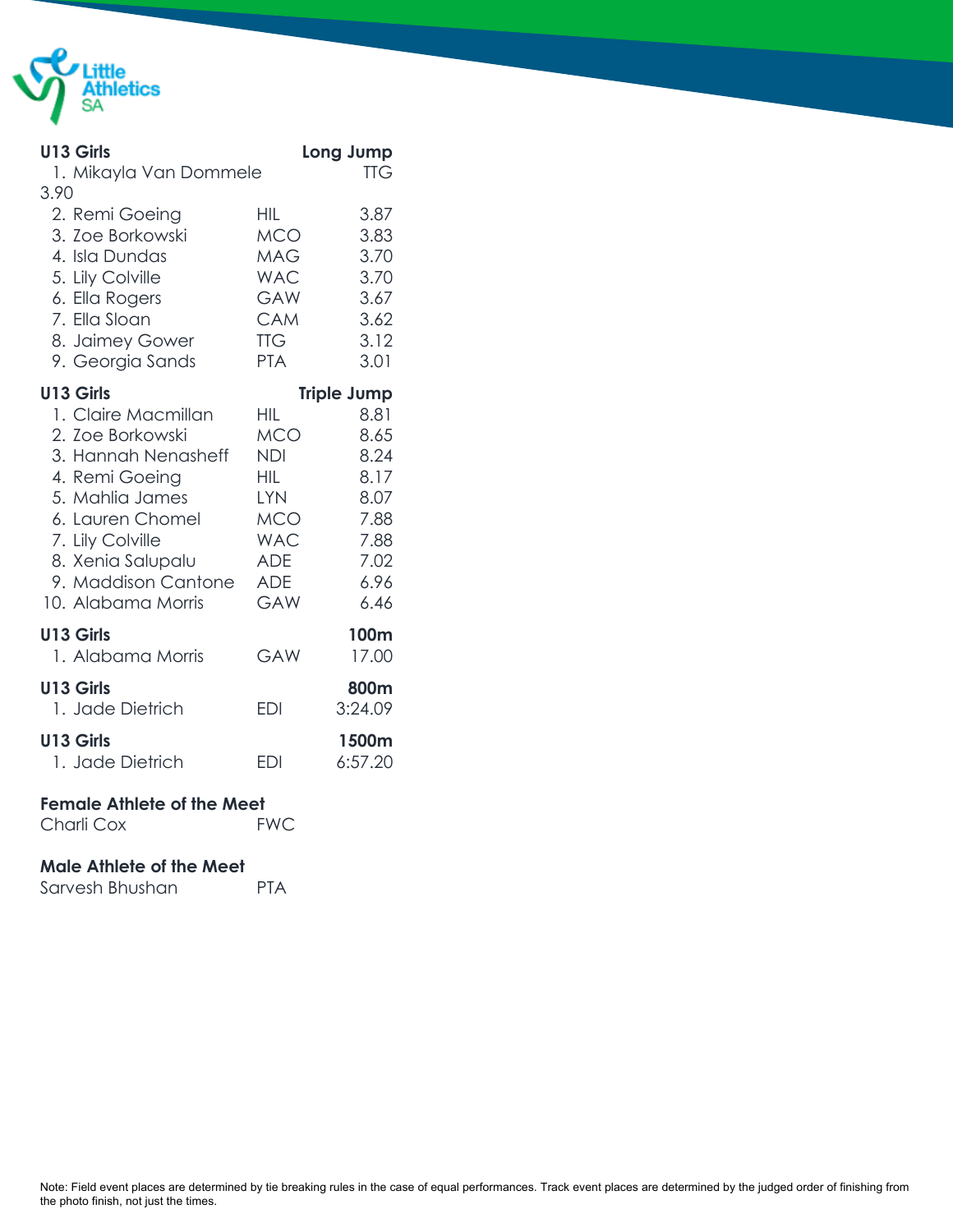**U13 Girls** **Long Jump**

| Place | Name | Club | Result |
|---|---|---|---|
| 1. | Mikayla Van Dommele | TTG | 3.90 |
| 2. | Remi Goeing | HIL | 3.87 |
| 3. | Zoe Borkowski | MCO | 3.83 |
| 4. | Isla Dundas | MAG | 3.70 |
| 5. | Lily Colville | WAC | 3.70 |
| 6. | Ella Rogers | GAW | 3.67 |
| 7. | Ella Sloan | CAM | 3.62 |
| 8. | Jaimey Gower | TTG | 3.12 |
| 9. | Georgia Sands | PTA | 3.01 |

**U13 Girls** **Triple Jump**

| Place | Name | Club | Result |
|---|---|---|---|
| 1. | Claire Macmillan | HIL | 8.81 |
| 2. | Zoe Borkowski | MCO | 8.65 |
| 3. | Hannah Nenasheff | NDI | 8.24 |
| 4. | Remi Goeing | HIL | 8.17 |
| 5. | Mahlia James | LYN | 8.07 |
| 6. | Lauren Chomel | MCO | 7.88 |
| 7. | Lily Colville | WAC | 7.88 |
| 8. | Xenia Salupalu | ADE | 7.02 |
| 9. | Maddison Cantone | ADE | 6.96 |
| 10. | Alabama Morris | GAW | 6.46 |

**U13 Girls** **100m**

| Place | Name | Club | Result |
|---|---|---|---|
| 1. | Alabama Morris | GAW | 17.00 |

**U13 Girls** **800m**

| Place | Name | Club | Result |
|---|---|---|---|
| 1. | Jade Dietrich | EDI | 3:24.09 |

**U13 Girls** **1500m**

| Place | Name | Club | Result |
|---|---|---|---|
| 1. | Jade Dietrich | EDI | 6:57.20 |

**Female Athlete of the Meet**

Charli Cox FWC

**Male Athlete of the Meet**

Sarvesh Bhushan PTA

Note: Field event places are determined by tie breaking rules in the case of equal performances. Track event places are determined by the judged order of finishing from the photo finish, not just the times.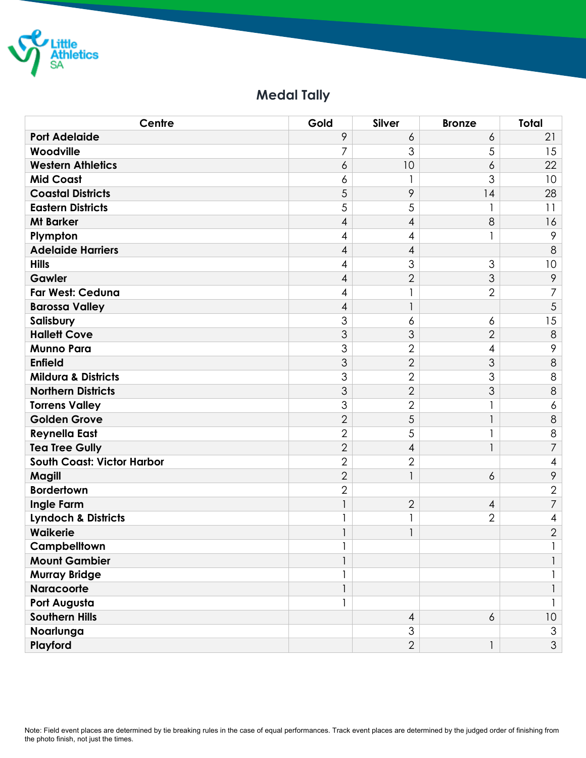## Medal Tally

| Centre | Gold | Silver | Bronze | Total |
|---|---|---|---|---|
| **Port Adelaide** | 9 | 6 | 6 | 21 |
| **Woodville** | 7 | 3 | 5 | 15 |
| **Western Athletics** | 6 | 10 | 6 | 22 |
| **Mid Coast** | 6 | 1 | 3 | 10 |
| **Coastal Districts** | 5 | 9 | 14 | 28 |
| **Eastern Districts** | 5 | 5 | 1 | 11 |
| **Mt Barker** | 4 | 4 | 8 | 16 |
| **Plympton** | 4 | 4 | 1 | 9 |
| **Adelaide Harriers** | 4 | 4 | | 8 |
| **Hills** | 4 | 3 | 3 | 10 |
| **Gawler** | 4 | 2 | 3 | 9 |
| **Far West: Ceduna** | 4 | 1 | 2 | 7 |
| **Barossa Valley** | 4 | 1 | | 5 |
| **Salisbury** | 3 | 6 | 6 | 15 |
| **Hallett Cove** | 3 | 3 | 2 | 8 |
| **Munno Para** | 3 | 2 | 4 | 9 |
| **Enfield** | 3 | 2 | 3 | 8 |
| **Mildura & Districts** | 3 | 2 | 3 | 8 |
| **Northern Districts** | 3 | 2 | 3 | 8 |
| **Torrens Valley** | 3 | 2 | 1 | 6 |
| **Golden Grove** | 2 | 5 | 1 | 8 |
| **Reynella East** | 2 | 5 | 1 | 8 |
| **Tea Tree Gully** | 2 | 4 | 1 | 7 |
| **South Coast: Victor Harbor** | 2 | 2 | | 4 |
| **Magill** | 2 | 1 | 6 | 9 |
| **Bordertown** | 2 | | | 2 |
| **Ingle Farm** | 1 | 2 | 4 | 7 |
| **Lyndoch & Districts** | 1 | 1 | 2 | 4 |
| **Waikerie** | 1 | 1 | | 2 |
| **Campbelltown** | 1 | | | 1 |
| **Mount Gambier** | 1 | | | 1 |
| **Murray Bridge** | 1 | | | 1 |
| **Naracoorte** | 1 | | | 1 |
| **Port Augusta** | 1 | | | 1 |
| **Southern Hills** | | 4 | 6 | 10 |
| **Noarlunga** | | 3 | | 3 |
| **Playford** | | 2 | 1 | 3 |

Note: Field event places are determined by tie breaking rules in the case of equal performances. Track event places are determined by the judged order of finishing from the photo finish, not just the times.